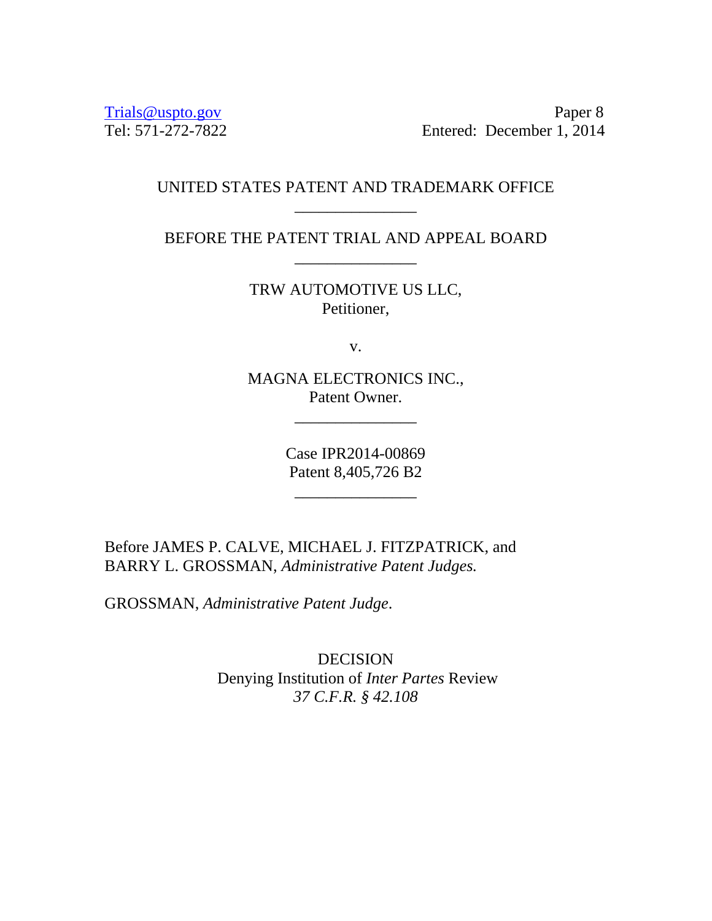Trials@uspto.gov
Tel: 571-272-7822

Paper 8
Entered: December 1, 2014

UNITED STATES PATENT AND TRADEMARK OFFICE

_______________

BEFORE THE PATENT TRIAL AND APPEAL BOARD

_______________

TRW AUTOMOTIVE US LLC,
Petitioner,

v.

MAGNA ELECTRONICS INC.,
Patent Owner.

_______________

Case IPR2014-00869
Patent 8,405,726 B2

_______________

Before JAMES P. CALVE, MICHAEL J. FITZPATRICK, and BARRY L. GROSSMAN, *Administrative Patent Judges.*

GROSSMAN, *Administrative Patent Judge*.

DECISION
Denying Institution of *Inter Partes* Review
*37 C.F.R. § 42.108*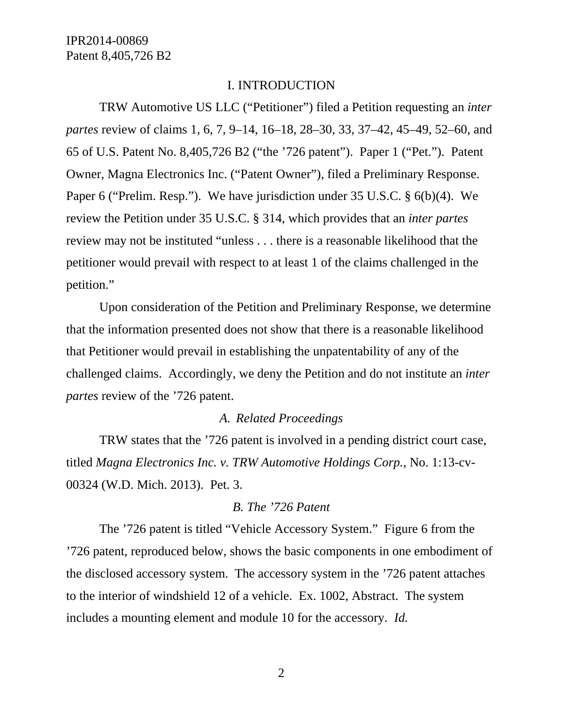## I. INTRODUCTION

TRW Automotive US LLC ("Petitioner") filed a Petition requesting an *inter partes* review of claims 1, 6, 7, 9–14, 16–18, 28–30, 33, 37–42, 45–49, 52–60, and 65 of U.S. Patent No. 8,405,726 B2 ("the '726 patent"). Paper 1 ("Pet."). Patent Owner, Magna Electronics Inc. ("Patent Owner"), filed a Preliminary Response. Paper 6 ("Prelim. Resp."). We have jurisdiction under 35 U.S.C. § 6(b)(4). We review the Petition under 35 U.S.C. § 314, which provides that an *inter partes* review may not be instituted "unless . . . there is a reasonable likelihood that the petitioner would prevail with respect to at least 1 of the claims challenged in the petition."

Upon consideration of the Petition and Preliminary Response, we determine that the information presented does not show that there is a reasonable likelihood that Petitioner would prevail in establishing the unpatentability of any of the challenged claims. Accordingly, we deny the Petition and do not institute an *inter partes* review of the '726 patent.

### *A. Related Proceedings*

TRW states that the '726 patent is involved in a pending district court case, titled *Magna Electronics Inc. v. TRW Automotive Holdings Corp.*, No. 1:13-cv-00324 (W.D. Mich. 2013). Pet. 3.

### *B. The '726 Patent*

The '726 patent is titled "Vehicle Accessory System." Figure 6 from the '726 patent, reproduced below, shows the basic components in one embodiment of the disclosed accessory system. The accessory system in the '726 patent attaches to the interior of windshield 12 of a vehicle. Ex. 1002, Abstract. The system includes a mounting element and module 10 for the accessory. *Id.*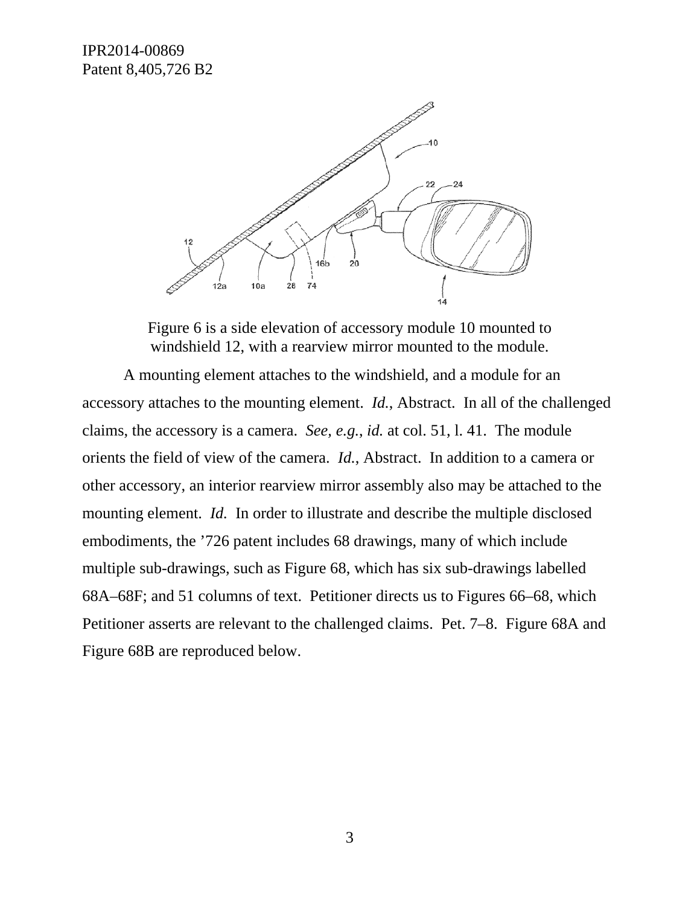Figure 6 is a side elevation of accessory module 10 mounted to windshield 12, with a rearview mirror mounted to the module.

A mounting element attaches to the windshield, and a module for an accessory attaches to the mounting element. *Id.*, Abstract. In all of the challenged claims, the accessory is a camera. *See, e.g.*, *id.* at col. 51, l. 41. The module orients the field of view of the camera. *Id.*, Abstract. In addition to a camera or other accessory, an interior rearview mirror assembly also may be attached to the mounting element. *Id.* In order to illustrate and describe the multiple disclosed embodiments, the '726 patent includes 68 drawings, many of which include multiple sub-drawings, such as Figure 68, which has six sub-drawings labelled 68A–68F; and 51 columns of text. Petitioner directs us to Figures 66–68, which Petitioner asserts are relevant to the challenged claims. Pet. 7–8. Figure 68A and Figure 68B are reproduced below.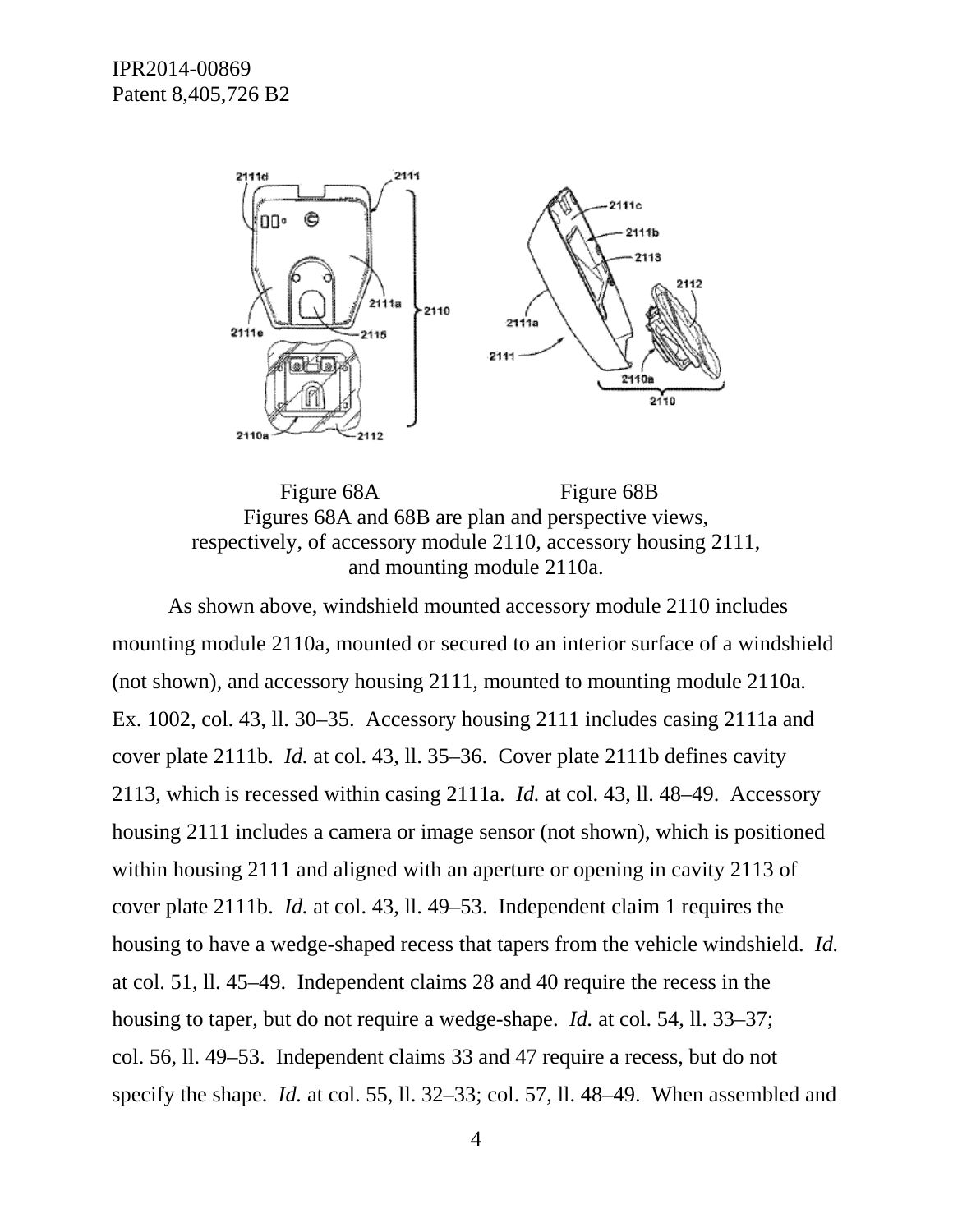Figure 68A

Figure 68B

Figures 68A and 68B are plan and perspective views, respectively, of accessory module 2110, accessory housing 2111, and mounting module 2110a.

As shown above, windshield mounted accessory module 2110 includes mounting module 2110a, mounted or secured to an interior surface of a windshield (not shown), and accessory housing 2111, mounted to mounting module 2110a. Ex. 1002, col. 43, ll. 30–35. Accessory housing 2111 includes casing 2111a and cover plate 2111b. *Id.* at col. 43, ll. 35–36. Cover plate 2111b defines cavity 2113, which is recessed within casing 2111a. *Id.* at col. 43, ll. 48–49. Accessory housing 2111 includes a camera or image sensor (not shown), which is positioned within housing 2111 and aligned with an aperture or opening in cavity 2113 of cover plate 2111b. *Id.* at col. 43, ll. 49–53. Independent claim 1 requires the housing to have a wedge-shaped recess that tapers from the vehicle windshield. *Id.* at col. 51, ll. 45–49. Independent claims 28 and 40 require the recess in the housing to taper, but do not require a wedge-shape. *Id.* at col. 54, ll. 33–37; col. 56, ll. 49–53. Independent claims 33 and 47 require a recess, but do not specify the shape. *Id.* at col. 55, ll. 32–33; col. 57, ll. 48–49. When assembled and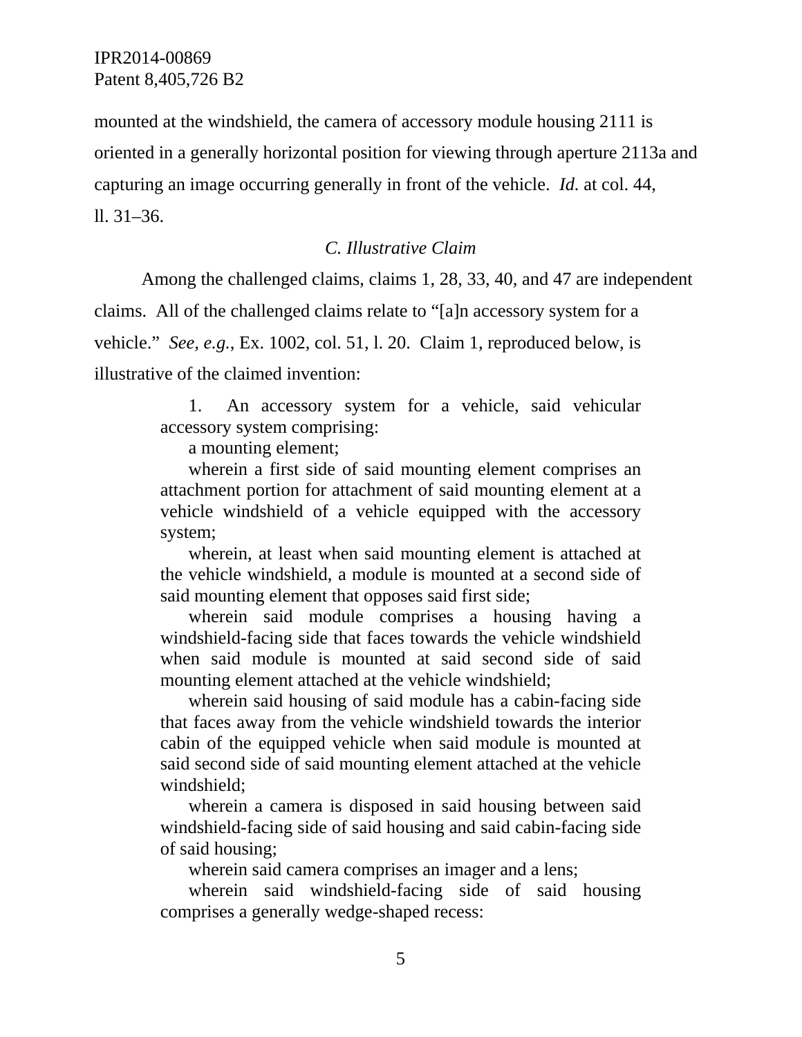mounted at the windshield, the camera of accessory module housing 2111 is oriented in a generally horizontal position for viewing through aperture 2113a and capturing an image occurring generally in front of the vehicle. *Id.* at col. 44, ll. 31–36.

### *C. Illustrative Claim*

Among the challenged claims, claims 1, 28, 33, 40, and 47 are independent claims. All of the challenged claims relate to "[a]n accessory system for a vehicle." *See, e.g.*, Ex. 1002, col. 51, l. 20. Claim 1, reproduced below, is illustrative of the claimed invention:

> 1. An accessory system for a vehicle, said vehicular accessory system comprising:
>
> a mounting element;
>
> wherein a first side of said mounting element comprises an attachment portion for attachment of said mounting element at a vehicle windshield of a vehicle equipped with the accessory system;
>
> wherein, at least when said mounting element is attached at the vehicle windshield, a module is mounted at a second side of said mounting element that opposes said first side;
>
> wherein said module comprises a housing having a windshield-facing side that faces towards the vehicle windshield when said module is mounted at said second side of said mounting element attached at the vehicle windshield;
>
> wherein said housing of said module has a cabin-facing side that faces away from the vehicle windshield towards the interior cabin of the equipped vehicle when said module is mounted at said second side of said mounting element attached at the vehicle windshield;
>
> wherein a camera is disposed in said housing between said windshield-facing side of said housing and said cabin-facing side of said housing;
>
> wherein said camera comprises an imager and a lens;
>
> wherein said windshield-facing side of said housing comprises a generally wedge-shaped recess: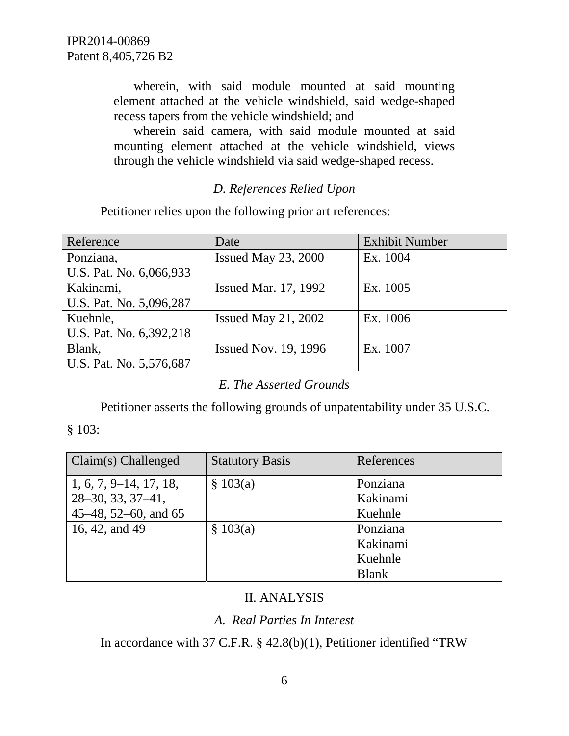> wherein, with said module mounted at said mounting element attached at the vehicle windshield, said wedge-shaped recess tapers from the vehicle windshield; and
>
> wherein said camera, with said module mounted at said mounting element attached at the vehicle windshield, views through the vehicle windshield via said wedge-shaped recess.

### *D. References Relied Upon*

Petitioner relies upon the following prior art references:

| Reference | Date | Exhibit Number |
| --- | --- | --- |
| Ponziana, U.S. Pat. No. 6,066,933 | Issued May 23, 2000 | Ex. 1004 |
| Kakinami, U.S. Pat. No. 5,096,287 | Issued Mar. 17, 1992 | Ex. 1005 |
| Kuehnle, U.S. Pat. No. 6,392,218 | Issued May 21, 2002 | Ex. 1006 |
| Blank, U.S. Pat. No. 5,576,687 | Issued Nov. 19, 1996 | Ex. 1007 |

### *E. The Asserted Grounds*

Petitioner asserts the following grounds of unpatentability under 35 U.S.C. § 103:

| Claim(s) Challenged | Statutory Basis | References |
| --- | --- | --- |
| 1, 6, 7, 9–14, 17, 18, 28–30, 33, 37–41, 45–48, 52–60, and 65 | § 103(a) | Ponziana<br>Kakinami<br>Kuehnle |
| 16, 42, and 49 | § 103(a) | Ponziana<br>Kakinami<br>Kuehnle<br>Blank |

## II. ANALYSIS

### *A. Real Parties In Interest*

In accordance with 37 C.F.R. § 42.8(b)(1), Petitioner identified "TRW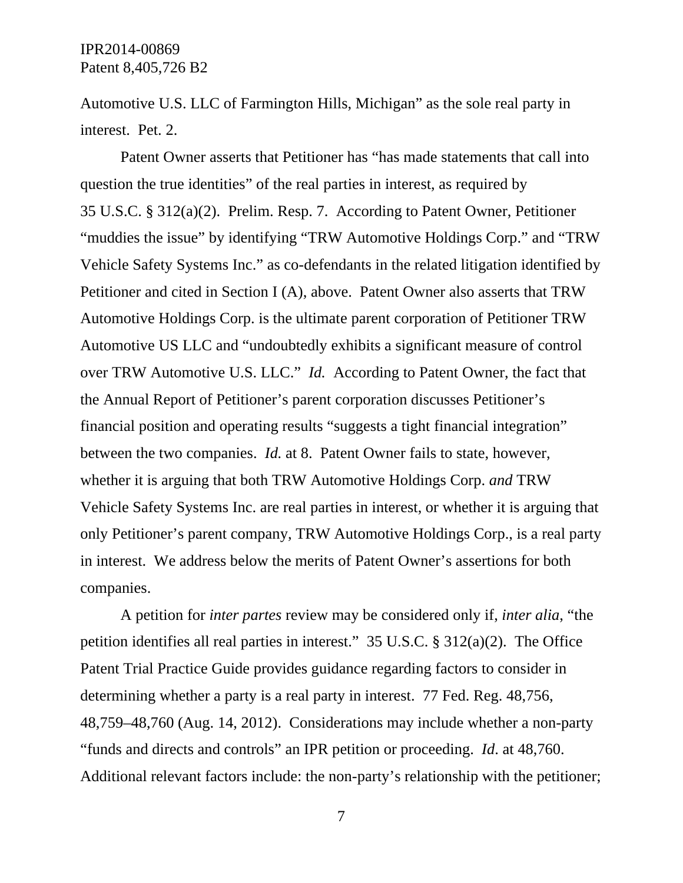Automotive U.S. LLC of Farmington Hills, Michigan" as the sole real party in interest. Pet. 2.

Patent Owner asserts that Petitioner has "has made statements that call into question the true identities" of the real parties in interest, as required by 35 U.S.C. § 312(a)(2). Prelim. Resp. 7. According to Patent Owner, Petitioner "muddies the issue" by identifying "TRW Automotive Holdings Corp." and "TRW Vehicle Safety Systems Inc." as co-defendants in the related litigation identified by Petitioner and cited in Section I (A), above. Patent Owner also asserts that TRW Automotive Holdings Corp. is the ultimate parent corporation of Petitioner TRW Automotive US LLC and "undoubtedly exhibits a significant measure of control over TRW Automotive U.S. LLC." *Id.* According to Patent Owner, the fact that the Annual Report of Petitioner's parent corporation discusses Petitioner's financial position and operating results "suggests a tight financial integration" between the two companies. *Id.* at 8. Patent Owner fails to state, however, whether it is arguing that both TRW Automotive Holdings Corp. *and* TRW Vehicle Safety Systems Inc. are real parties in interest, or whether it is arguing that only Petitioner's parent company, TRW Automotive Holdings Corp., is a real party in interest. We address below the merits of Patent Owner's assertions for both companies.

A petition for *inter partes* review may be considered only if, *inter alia*, "the petition identifies all real parties in interest." 35 U.S.C. § 312(a)(2). The Office Patent Trial Practice Guide provides guidance regarding factors to consider in determining whether a party is a real party in interest. 77 Fed. Reg. 48,756, 48,759–48,760 (Aug. 14, 2012). Considerations may include whether a non-party "funds and directs and controls" an IPR petition or proceeding. *Id*. at 48,760. Additional relevant factors include: the non-party's relationship with the petitioner;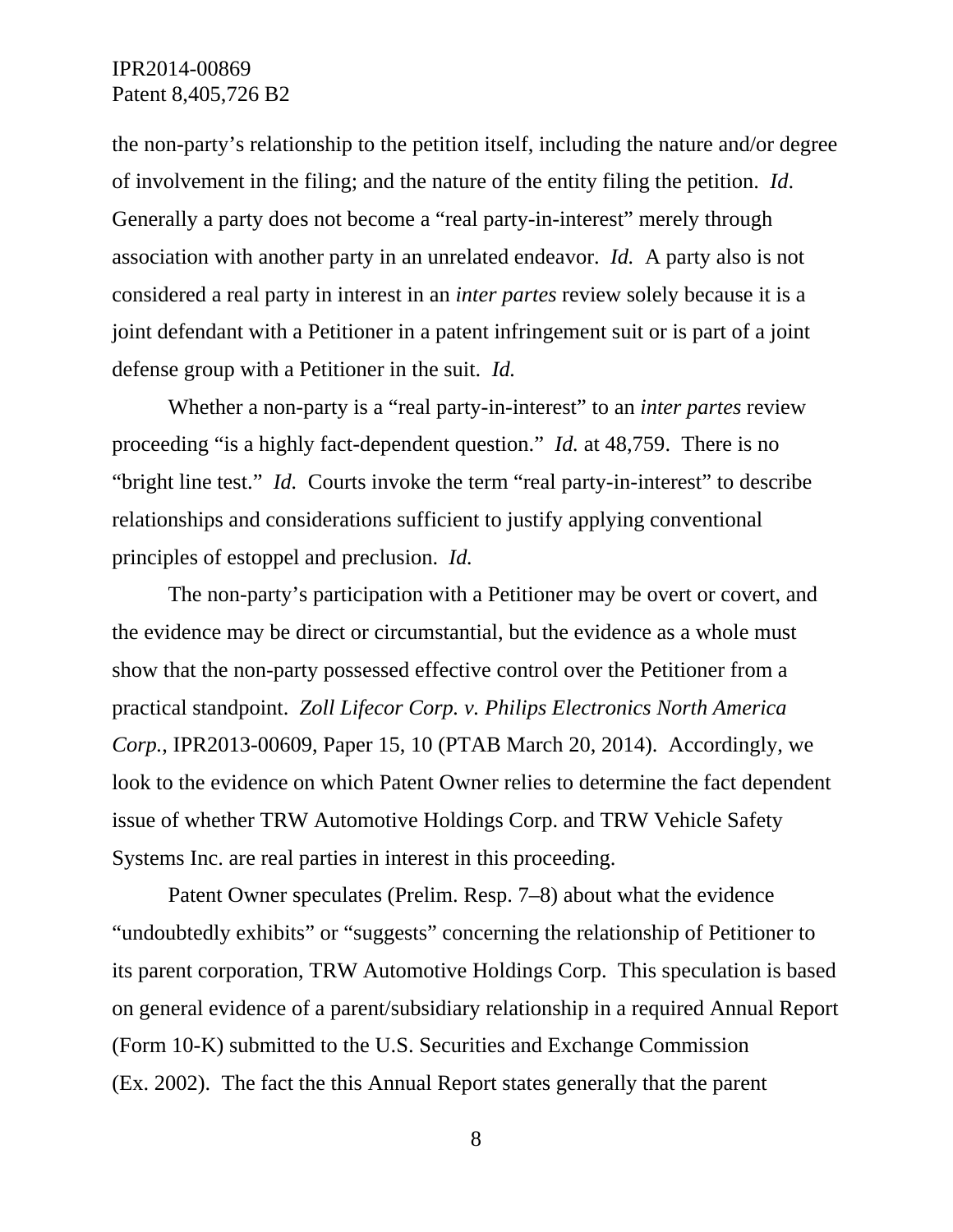the non-party's relationship to the petition itself, including the nature and/or degree of involvement in the filing; and the nature of the entity filing the petition. *Id*. Generally a party does not become a "real party-in-interest" merely through association with another party in an unrelated endeavor. *Id.* A party also is not considered a real party in interest in an *inter partes* review solely because it is a joint defendant with a Petitioner in a patent infringement suit or is part of a joint defense group with a Petitioner in the suit. *Id.*

Whether a non-party is a "real party-in-interest" to an *inter partes* review proceeding "is a highly fact-dependent question." *Id.* at 48,759. There is no "bright line test." *Id.* Courts invoke the term "real party-in-interest" to describe relationships and considerations sufficient to justify applying conventional principles of estoppel and preclusion. *Id.*

The non-party's participation with a Petitioner may be overt or covert, and the evidence may be direct or circumstantial, but the evidence as a whole must show that the non-party possessed effective control over the Petitioner from a practical standpoint. *Zoll Lifecor Corp. v. Philips Electronics North America Corp.*, IPR2013-00609, Paper 15, 10 (PTAB March 20, 2014). Accordingly, we look to the evidence on which Patent Owner relies to determine the fact dependent issue of whether TRW Automotive Holdings Corp. and TRW Vehicle Safety Systems Inc. are real parties in interest in this proceeding.

Patent Owner speculates (Prelim. Resp. 7–8) about what the evidence "undoubtedly exhibits" or "suggests" concerning the relationship of Petitioner to its parent corporation, TRW Automotive Holdings Corp. This speculation is based on general evidence of a parent/subsidiary relationship in a required Annual Report (Form 10-K) submitted to the U.S. Securities and Exchange Commission (Ex. 2002). The fact the this Annual Report states generally that the parent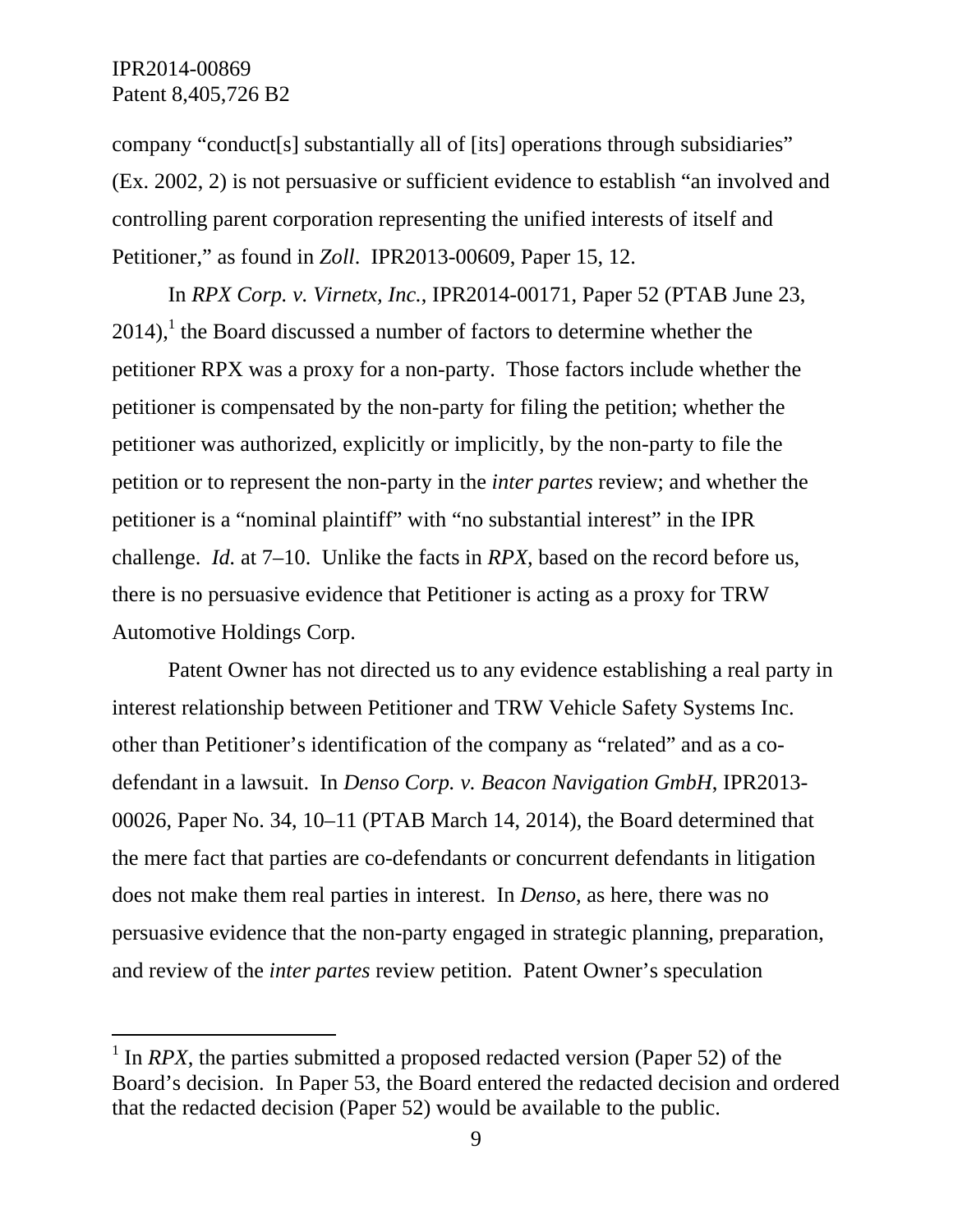company "conduct[s] substantially all of [its] operations through subsidiaries" (Ex. 2002, 2) is not persuasive or sufficient evidence to establish "an involved and controlling parent corporation representing the unified interests of itself and Petitioner," as found in *Zoll*. IPR2013-00609, Paper 15, 12.

In *RPX Corp. v. Virnetx, Inc.*, IPR2014-00171, Paper 52 (PTAB June 23, 2014),[1] the Board discussed a number of factors to determine whether the petitioner RPX was a proxy for a non-party. Those factors include whether the petitioner is compensated by the non-party for filing the petition; whether the petitioner was authorized, explicitly or implicitly, by the non-party to file the petition or to represent the non-party in the *inter partes* review; and whether the petitioner is a "nominal plaintiff" with "no substantial interest" in the IPR challenge. *Id.* at 7–10. Unlike the facts in *RPX*, based on the record before us, there is no persuasive evidence that Petitioner is acting as a proxy for TRW Automotive Holdings Corp.

Patent Owner has not directed us to any evidence establishing a real party in interest relationship between Petitioner and TRW Vehicle Safety Systems Inc. other than Petitioner's identification of the company as "related" and as a co-defendant in a lawsuit. In *Denso Corp. v. Beacon Navigation GmbH*, IPR2013-00026, Paper No. 34, 10–11 (PTAB March 14, 2014), the Board determined that the mere fact that parties are co-defendants or concurrent defendants in litigation does not make them real parties in interest. In *Denso*, as here, there was no persuasive evidence that the non-party engaged in strategic planning, preparation, and review of the *inter partes* review petition. Patent Owner's speculation

[1] In *RPX*, the parties submitted a proposed redacted version (Paper 52) of the Board's decision. In Paper 53, the Board entered the redacted decision and ordered that the redacted decision (Paper 52) would be available to the public.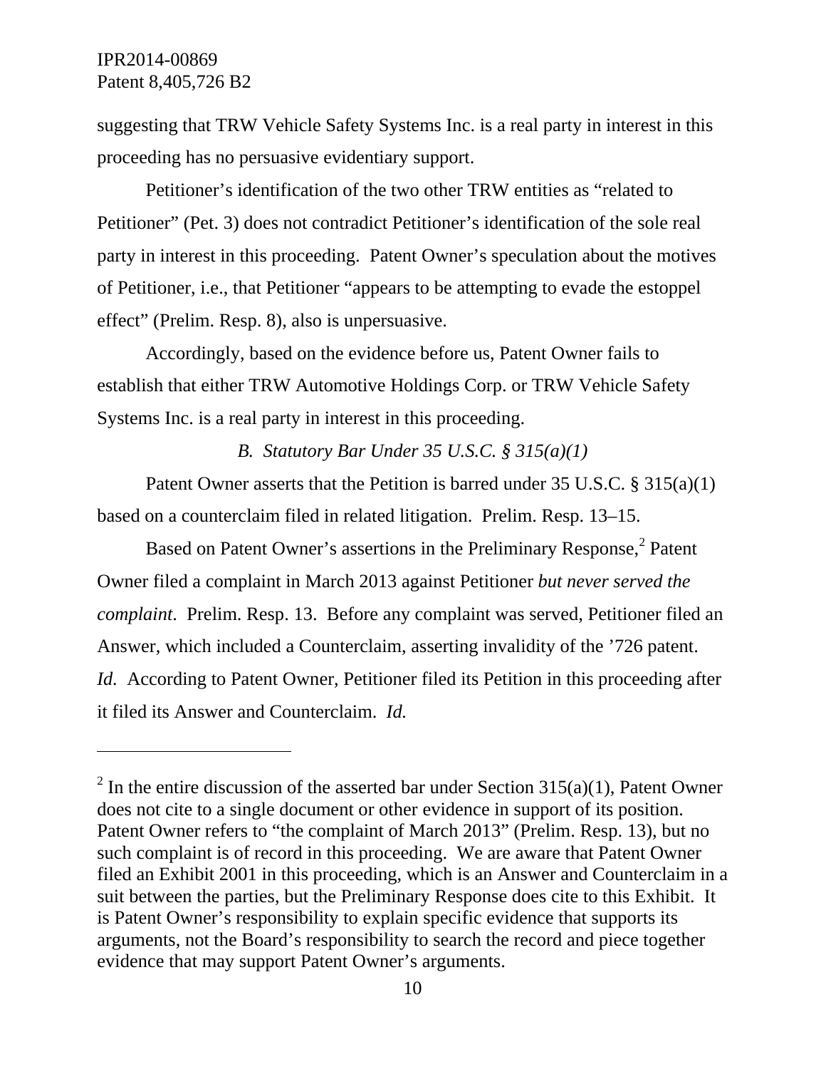suggesting that TRW Vehicle Safety Systems Inc. is a real party in interest in this proceeding has no persuasive evidentiary support.

Petitioner's identification of the two other TRW entities as "related to Petitioner" (Pet. 3) does not contradict Petitioner's identification of the sole real party in interest in this proceeding. Patent Owner's speculation about the motives of Petitioner, i.e., that Petitioner "appears to be attempting to evade the estoppel effect" (Prelim. Resp. 8), also is unpersuasive.

Accordingly, based on the evidence before us, Patent Owner fails to establish that either TRW Automotive Holdings Corp. or TRW Vehicle Safety Systems Inc. is a real party in interest in this proceeding.

### *B. Statutory Bar Under 35 U.S.C. § 315(a)(1)*

Patent Owner asserts that the Petition is barred under 35 U.S.C. § 315(a)(1) based on a counterclaim filed in related litigation. Prelim. Resp. 13–15.

Based on Patent Owner's assertions in the Preliminary Response,[2] Patent Owner filed a complaint in March 2013 against Petitioner *but never served the complaint*. Prelim. Resp. 13. Before any complaint was served, Petitioner filed an Answer, which included a Counterclaim, asserting invalidity of the '726 patent. *Id.* According to Patent Owner, Petitioner filed its Petition in this proceeding after it filed its Answer and Counterclaim. *Id.*

---

[2] In the entire discussion of the asserted bar under Section 315(a)(1), Patent Owner does not cite to a single document or other evidence in support of its position. Patent Owner refers to "the complaint of March 2013" (Prelim. Resp. 13), but no such complaint is of record in this proceeding. We are aware that Patent Owner filed an Exhibit 2001 in this proceeding, which is an Answer and Counterclaim in a suit between the parties, but the Preliminary Response does cite to this Exhibit. It is Patent Owner's responsibility to explain specific evidence that supports its arguments, not the Board's responsibility to search the record and piece together evidence that may support Patent Owner's arguments.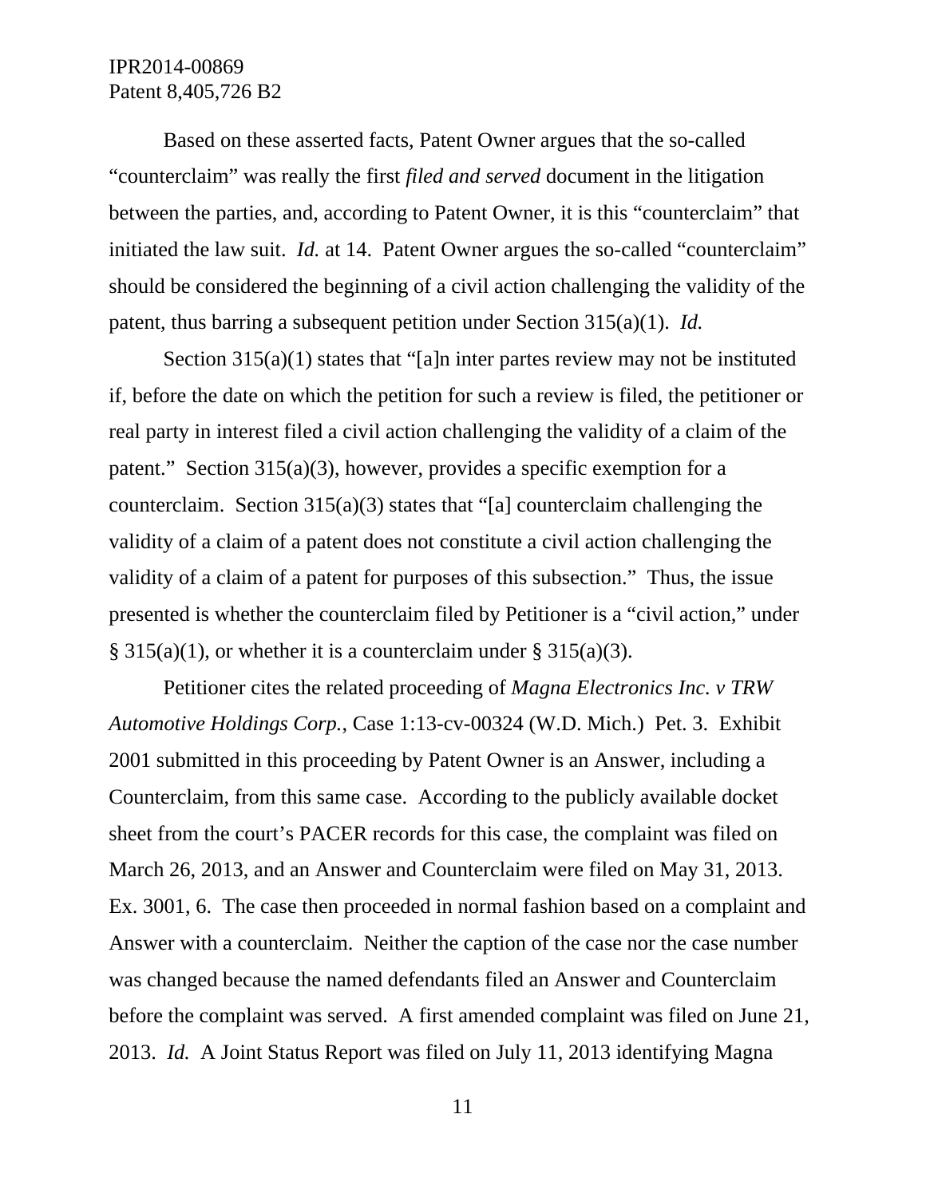Based on these asserted facts, Patent Owner argues that the so-called "counterclaim" was really the first *filed and served* document in the litigation between the parties, and, according to Patent Owner, it is this "counterclaim" that initiated the law suit. *Id.* at 14. Patent Owner argues the so-called "counterclaim" should be considered the beginning of a civil action challenging the validity of the patent, thus barring a subsequent petition under Section 315(a)(1). *Id.*

Section 315(a)(1) states that "[a]n inter partes review may not be instituted if, before the date on which the petition for such a review is filed, the petitioner or real party in interest filed a civil action challenging the validity of a claim of the patent." Section 315(a)(3), however, provides a specific exemption for a counterclaim. Section 315(a)(3) states that "[a] counterclaim challenging the validity of a claim of a patent does not constitute a civil action challenging the validity of a claim of a patent for purposes of this subsection." Thus, the issue presented is whether the counterclaim filed by Petitioner is a "civil action," under § 315(a)(1), or whether it is a counterclaim under § 315(a)(3).

Petitioner cites the related proceeding of *Magna Electronics Inc. v TRW Automotive Holdings Corp.*, Case 1:13-cv-00324 (W.D. Mich.) Pet. 3. Exhibit 2001 submitted in this proceeding by Patent Owner is an Answer, including a Counterclaim, from this same case. According to the publicly available docket sheet from the court's PACER records for this case, the complaint was filed on March 26, 2013, and an Answer and Counterclaim were filed on May 31, 2013. Ex. 3001, 6. The case then proceeded in normal fashion based on a complaint and Answer with a counterclaim. Neither the caption of the case nor the case number was changed because the named defendants filed an Answer and Counterclaim before the complaint was served. A first amended complaint was filed on June 21, 2013. *Id.* A Joint Status Report was filed on July 11, 2013 identifying Magna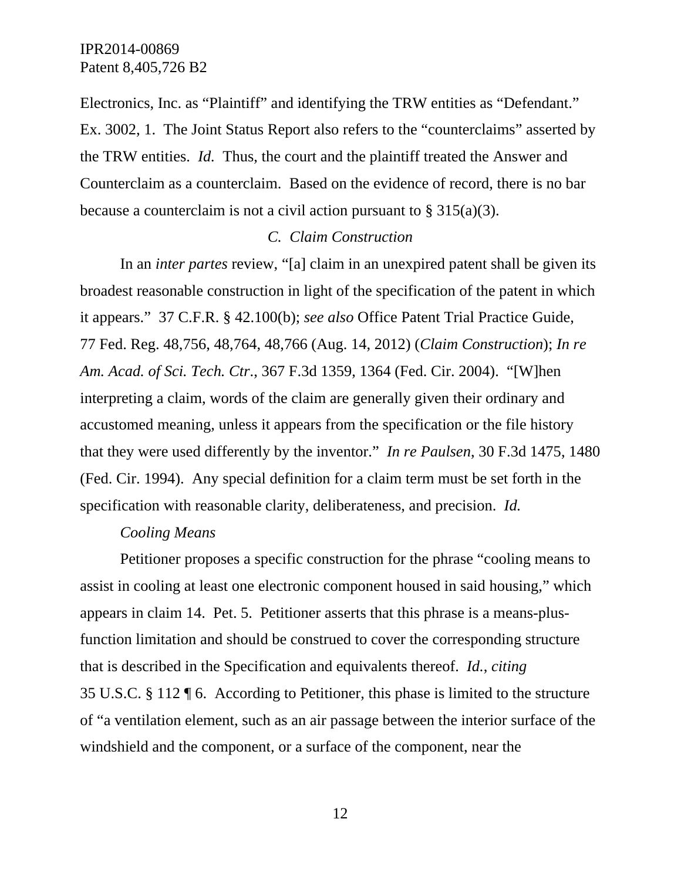Electronics, Inc. as "Plaintiff" and identifying the TRW entities as "Defendant." Ex. 3002, 1. The Joint Status Report also refers to the "counterclaims" asserted by the TRW entities. *Id.* Thus, the court and the plaintiff treated the Answer and Counterclaim as a counterclaim. Based on the evidence of record, there is no bar because a counterclaim is not a civil action pursuant to § 315(a)(3).

### *C. Claim Construction*

In an *inter partes* review, "[a] claim in an unexpired patent shall be given its broadest reasonable construction in light of the specification of the patent in which it appears." 37 C.F.R. § 42.100(b); *see also* Office Patent Trial Practice Guide, 77 Fed. Reg. 48,756, 48,764, 48,766 (Aug. 14, 2012) (*Claim Construction*); *In re Am. Acad. of Sci. Tech. Ctr.*, 367 F.3d 1359, 1364 (Fed. Cir. 2004). "[W]hen interpreting a claim, words of the claim are generally given their ordinary and accustomed meaning, unless it appears from the specification or the file history that they were used differently by the inventor." *In re Paulsen*, 30 F.3d 1475, 1480 (Fed. Cir. 1994). Any special definition for a claim term must be set forth in the specification with reasonable clarity, deliberateness, and precision. *Id.*

*Cooling Means*

Petitioner proposes a specific construction for the phrase "cooling means to assist in cooling at least one electronic component housed in said housing," which appears in claim 14. Pet. 5. Petitioner asserts that this phrase is a means-plus-function limitation and should be construed to cover the corresponding structure that is described in the Specification and equivalents thereof. *Id.*, *citing* 35 U.S.C. § 112 ¶ 6. According to Petitioner, this phase is limited to the structure of "a ventilation element, such as an air passage between the interior surface of the windshield and the component, or a surface of the component, near the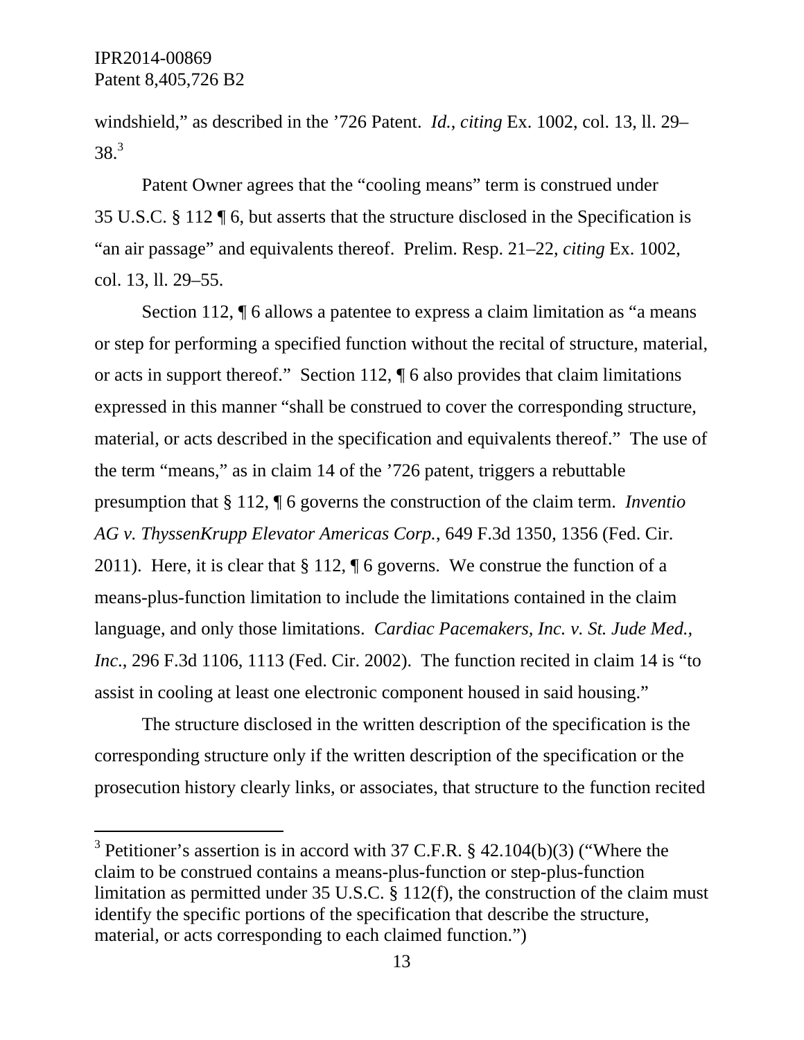windshield," as described in the '726 Patent. *Id.*, *citing* Ex. 1002, col. 13, ll. 29–38.[3]

Patent Owner agrees that the "cooling means" term is construed under 35 U.S.C. § 112 ¶ 6, but asserts that the structure disclosed in the Specification is "an air passage" and equivalents thereof. Prelim. Resp. 21–22, *citing* Ex. 1002, col. 13, ll. 29–55.

Section 112, ¶ 6 allows a patentee to express a claim limitation as "a means or step for performing a specified function without the recital of structure, material, or acts in support thereof." Section 112, ¶ 6 also provides that claim limitations expressed in this manner "shall be construed to cover the corresponding structure, material, or acts described in the specification and equivalents thereof." The use of the term "means," as in claim 14 of the '726 patent, triggers a rebuttable presumption that § 112, ¶ 6 governs the construction of the claim term. *Inventio AG v. ThyssenKrupp Elevator Americas Corp.*, 649 F.3d 1350, 1356 (Fed. Cir. 2011). Here, it is clear that § 112, ¶ 6 governs. We construe the function of a means-plus-function limitation to include the limitations contained in the claim language, and only those limitations. *Cardiac Pacemakers, Inc. v. St. Jude Med., Inc.*, 296 F.3d 1106, 1113 (Fed. Cir. 2002). The function recited in claim 14 is "to assist in cooling at least one electronic component housed in said housing."

The structure disclosed in the written description of the specification is the corresponding structure only if the written description of the specification or the prosecution history clearly links, or associates, that structure to the function recited

[3] Petitioner's assertion is in accord with 37 C.F.R. § 42.104(b)(3) ("Where the claim to be construed contains a means-plus-function or step-plus-function limitation as permitted under 35 U.S.C. § 112(f), the construction of the claim must identify the specific portions of the specification that describe the structure, material, or acts corresponding to each claimed function.")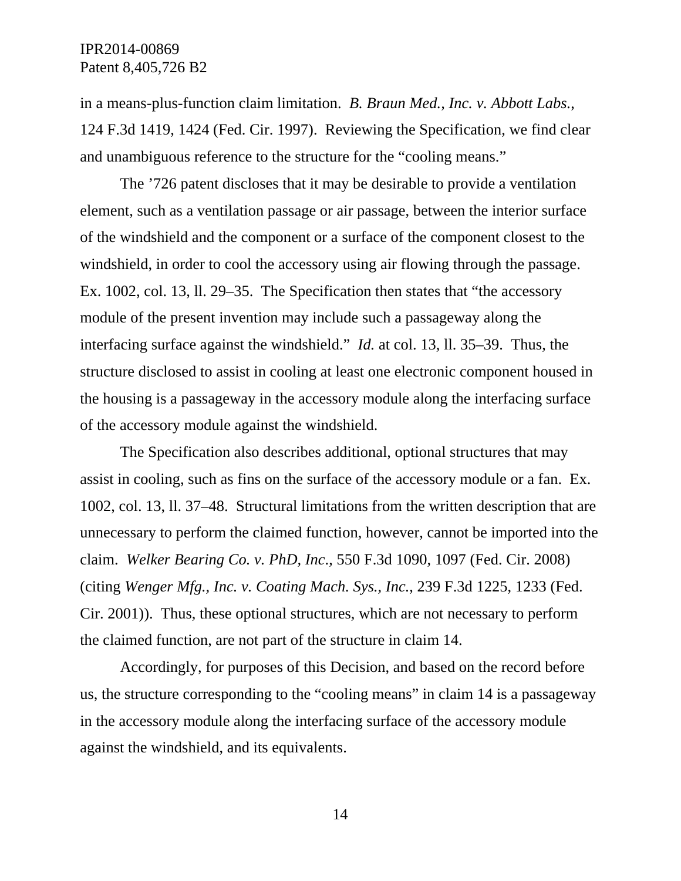in a means-plus-function claim limitation. *B. Braun Med., Inc. v. Abbott Labs.*, 124 F.3d 1419, 1424 (Fed. Cir. 1997). Reviewing the Specification, we find clear and unambiguous reference to the structure for the "cooling means."

The '726 patent discloses that it may be desirable to provide a ventilation element, such as a ventilation passage or air passage, between the interior surface of the windshield and the component or a surface of the component closest to the windshield, in order to cool the accessory using air flowing through the passage. Ex. 1002, col. 13, ll. 29–35. The Specification then states that "the accessory module of the present invention may include such a passageway along the interfacing surface against the windshield." *Id.* at col. 13, ll. 35–39. Thus, the structure disclosed to assist in cooling at least one electronic component housed in the housing is a passageway in the accessory module along the interfacing surface of the accessory module against the windshield.

The Specification also describes additional, optional structures that may assist in cooling, such as fins on the surface of the accessory module or a fan. Ex. 1002, col. 13, ll. 37–48. Structural limitations from the written description that are unnecessary to perform the claimed function, however, cannot be imported into the claim. *Welker Bearing Co. v. PhD, Inc.*, 550 F.3d 1090, 1097 (Fed. Cir. 2008) (citing *Wenger Mfg., Inc. v. Coating Mach. Sys., Inc.*, 239 F.3d 1225, 1233 (Fed. Cir. 2001)). Thus, these optional structures, which are not necessary to perform the claimed function, are not part of the structure in claim 14.

Accordingly, for purposes of this Decision, and based on the record before us, the structure corresponding to the "cooling means" in claim 14 is a passageway in the accessory module along the interfacing surface of the accessory module against the windshield, and its equivalents.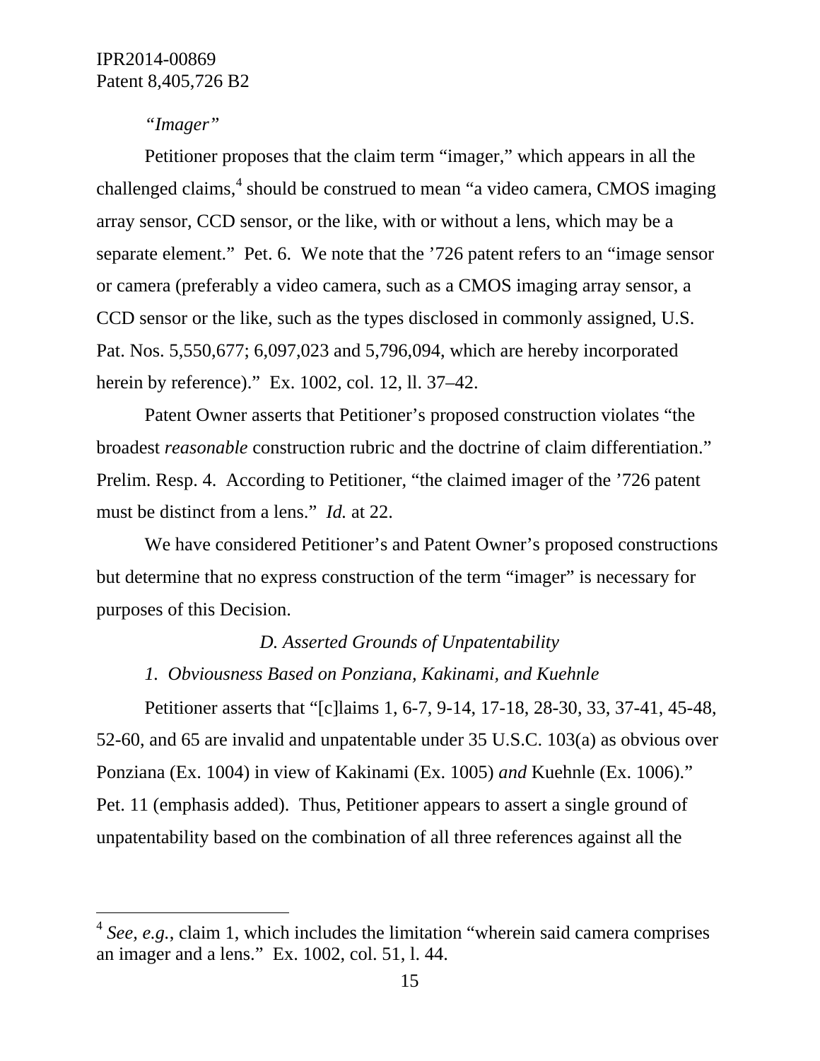*"Imager"*

Petitioner proposes that the claim term "imager," which appears in all the challenged claims,[4] should be construed to mean "a video camera, CMOS imaging array sensor, CCD sensor, or the like, with or without a lens, which may be a separate element." Pet. 6. We note that the '726 patent refers to an "image sensor or camera (preferably a video camera, such as a CMOS imaging array sensor, a CCD sensor or the like, such as the types disclosed in commonly assigned, U.S. Pat. Nos. 5,550,677; 6,097,023 and 5,796,094, which are hereby incorporated herein by reference)." Ex. 1002, col. 12, ll. 37–42.

Patent Owner asserts that Petitioner's proposed construction violates "the broadest *reasonable* construction rubric and the doctrine of claim differentiation." Prelim. Resp. 4. According to Petitioner, "the claimed imager of the '726 patent must be distinct from a lens." *Id.* at 22.

We have considered Petitioner's and Patent Owner's proposed constructions but determine that no express construction of the term "imager" is necessary for purposes of this Decision.

*D. Asserted Grounds of Unpatentability*

*1. Obviousness Based on Ponziana, Kakinami, and Kuehnle*

Petitioner asserts that "[c]laims 1, 6-7, 9-14, 17-18, 28-30, 33, 37-41, 45-48, 52-60, and 65 are invalid and unpatentable under 35 U.S.C. 103(a) as obvious over Ponziana (Ex. 1004) in view of Kakinami (Ex. 1005) *and* Kuehnle (Ex. 1006)." Pet. 11 (emphasis added). Thus, Petitioner appears to assert a single ground of unpatentability based on the combination of all three references against all the

---

[4] *See, e.g.*, claim 1, which includes the limitation "wherein said camera comprises an imager and a lens." Ex. 1002, col. 51, l. 44.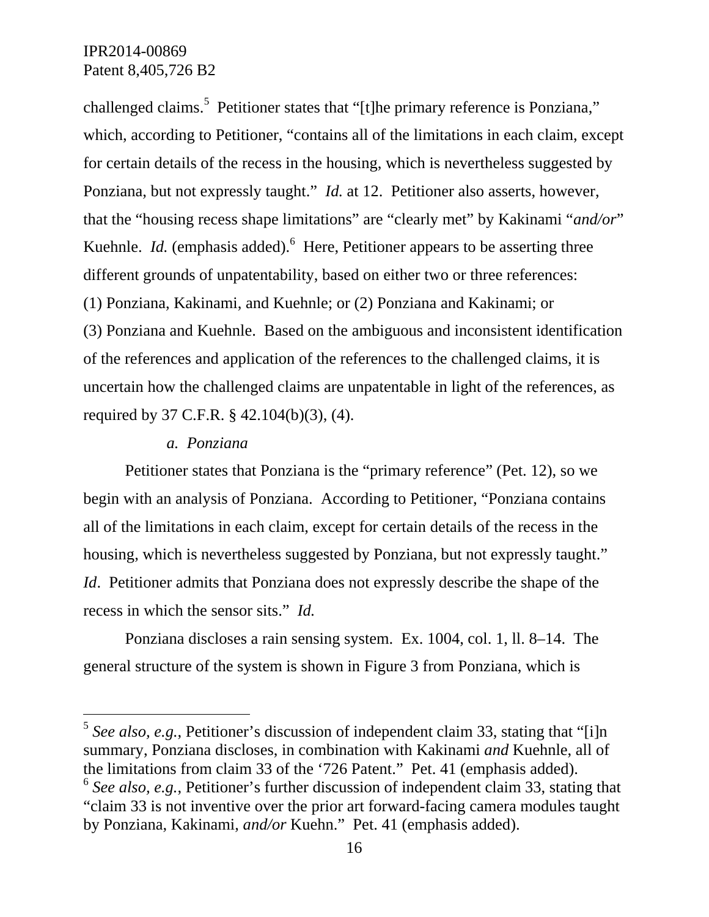challenged claims.[5] Petitioner states that "[t]he primary reference is Ponziana," which, according to Petitioner, "contains all of the limitations in each claim, except for certain details of the recess in the housing, which is nevertheless suggested by Ponziana, but not expressly taught." *Id.* at 12. Petitioner also asserts, however, that the "housing recess shape limitations" are "clearly met" by Kakinami "*and/or*" Kuehnle. *Id.* (emphasis added).[6] Here, Petitioner appears to be asserting three different grounds of unpatentability, based on either two or three references: (1) Ponziana, Kakinami, and Kuehnle; or (2) Ponziana and Kakinami; or (3) Ponziana and Kuehnle. Based on the ambiguous and inconsistent identification of the references and application of the references to the challenged claims, it is uncertain how the challenged claims are unpatentable in light of the references, as required by 37 C.F.R. § 42.104(b)(3), (4).

*a. Ponziana*

Petitioner states that Ponziana is the "primary reference" (Pet. 12), so we begin with an analysis of Ponziana. According to Petitioner, "Ponziana contains all of the limitations in each claim, except for certain details of the recess in the housing, which is nevertheless suggested by Ponziana, but not expressly taught." *Id*. Petitioner admits that Ponziana does not expressly describe the shape of the recess in which the sensor sits." *Id.*

Ponziana discloses a rain sensing system. Ex. 1004, col. 1, ll. 8–14. The general structure of the system is shown in Figure 3 from Ponziana, which is

---

[5] *See also, e.g.*, Petitioner's discussion of independent claim 33, stating that "[i]n summary, Ponziana discloses, in combination with Kakinami *and* Kuehnle, all of the limitations from claim 33 of the '726 Patent." Pet. 41 (emphasis added).

[6] *See also, e.g.*, Petitioner's further discussion of independent claim 33, stating that "claim 33 is not inventive over the prior art forward-facing camera modules taught by Ponziana, Kakinami, *and/or* Kuehn." Pet. 41 (emphasis added).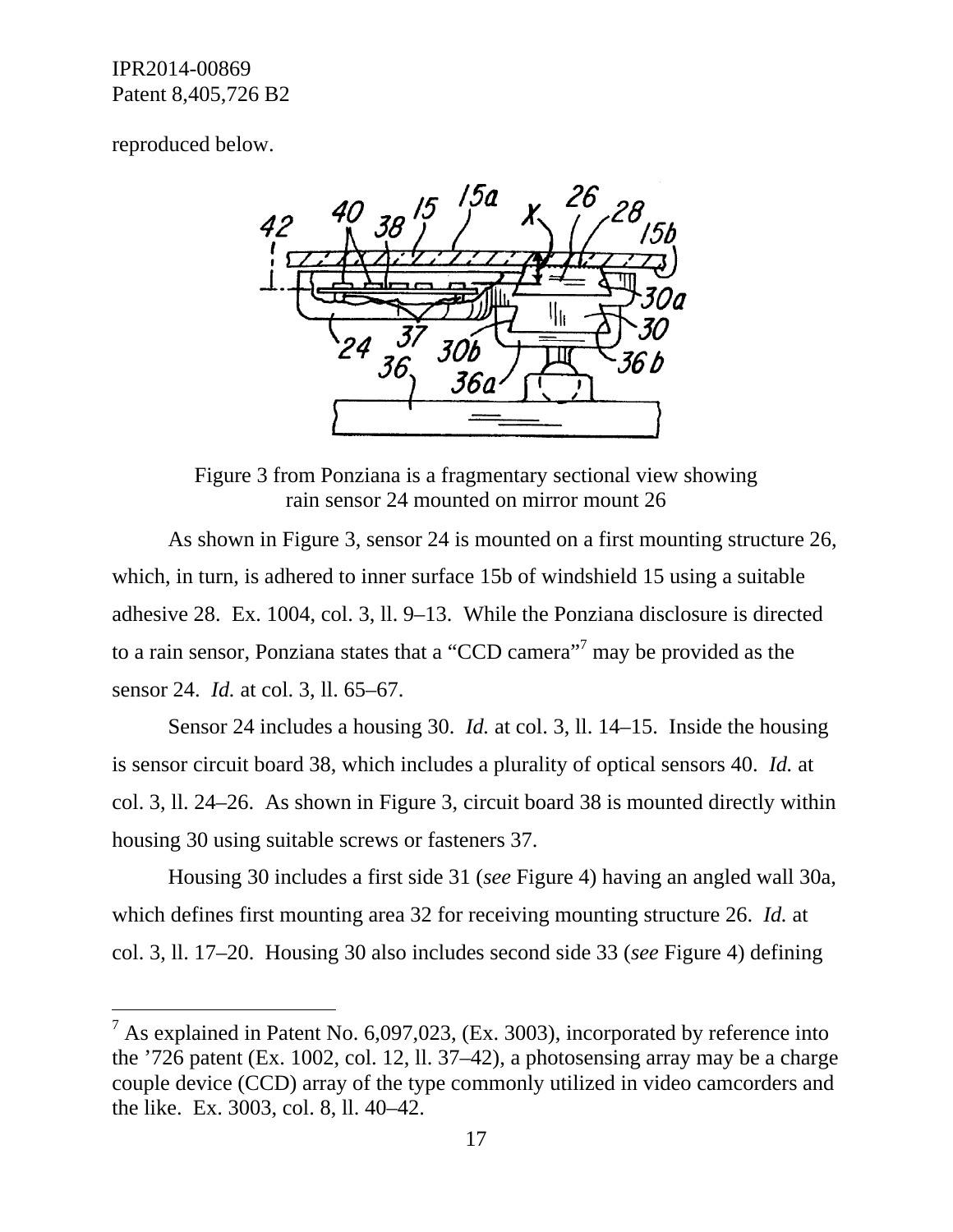reproduced below.

Figure 3 from Ponziana is a fragmentary sectional view showing rain sensor 24 mounted on mirror mount 26

As shown in Figure 3, sensor 24 is mounted on a first mounting structure 26, which, in turn, is adhered to inner surface 15b of windshield 15 using a suitable adhesive 28. Ex. 1004, col. 3, ll. 9–13. While the Ponziana disclosure is directed to a rain sensor, Ponziana states that a "CCD camera"[7] may be provided as the sensor 24. *Id.* at col. 3, ll. 65–67.

Sensor 24 includes a housing 30. *Id.* at col. 3, ll. 14–15. Inside the housing is sensor circuit board 38, which includes a plurality of optical sensors 40. *Id.* at col. 3, ll. 24–26. As shown in Figure 3, circuit board 38 is mounted directly within housing 30 using suitable screws or fasteners 37.

Housing 30 includes a first side 31 (*see* Figure 4) having an angled wall 30a, which defines first mounting area 32 for receiving mounting structure 26. *Id.* at col. 3, ll. 17–20. Housing 30 also includes second side 33 (*see* Figure 4) defining

---

[7] As explained in Patent No. 6,097,023, (Ex. 3003), incorporated by reference into the '726 patent (Ex. 1002, col. 12, ll. 37–42), a photosensing array may be a charge couple device (CCD) array of the type commonly utilized in video camcorders and the like. Ex. 3003, col. 8, ll. 40–42.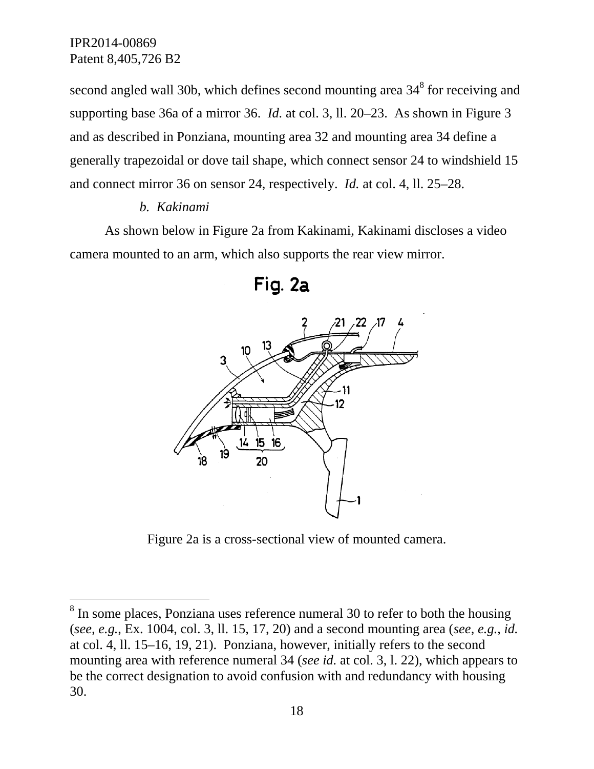second angled wall 30b, which defines second mounting area 34[8] for receiving and supporting base 36a of a mirror 36. *Id.* at col. 3, ll. 20–23. As shown in Figure 3 and as described in Ponziana, mounting area 32 and mounting area 34 define a generally trapezoidal or dove tail shape, which connect sensor 24 to windshield 15 and connect mirror 36 on sensor 24, respectively. *Id.* at col. 4, ll. 25–28.

*b. Kakinami*

As shown below in Figure 2a from Kakinami, Kakinami discloses a video camera mounted to an arm, which also supports the rear view mirror.

Figure 2a is a cross-sectional view of mounted camera.

[8] In some places, Ponziana uses reference numeral 30 to refer to both the housing (*see, e.g.*, Ex. 1004, col. 3, ll. 15, 17, 20) and a second mounting area (*see, e.g.*, *id.* at col. 4, ll. 15–16, 19, 21). Ponziana, however, initially refers to the second mounting area with reference numeral 34 (*see id.* at col. 3, l. 22), which appears to be the correct designation to avoid confusion with and redundancy with housing 30.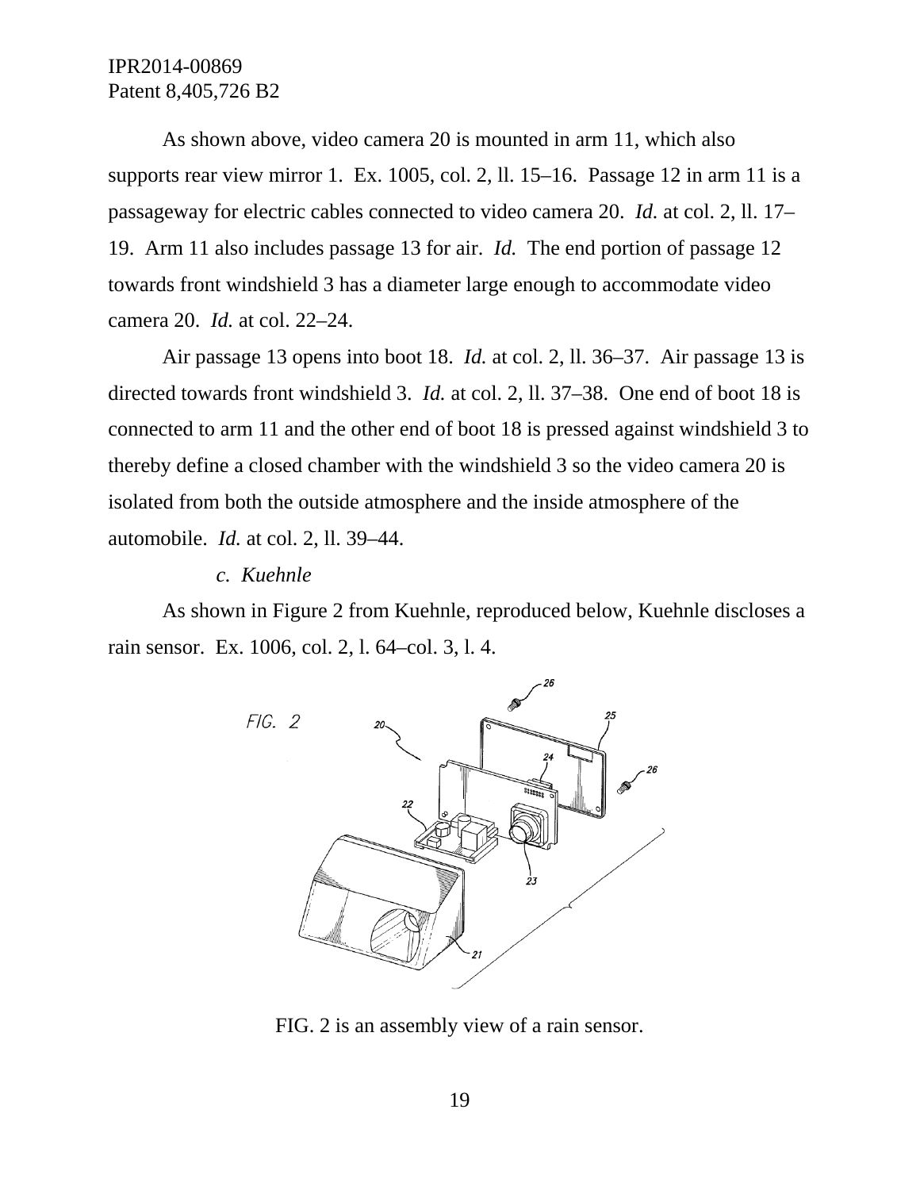As shown above, video camera 20 is mounted in arm 11, which also supports rear view mirror 1. Ex. 1005, col. 2, ll. 15–16. Passage 12 in arm 11 is a passageway for electric cables connected to video camera 20. *Id.* at col. 2, ll. 17–19. Arm 11 also includes passage 13 for air. *Id.* The end portion of passage 12 towards front windshield 3 has a diameter large enough to accommodate video camera 20. *Id.* at col. 22–24.

Air passage 13 opens into boot 18. *Id.* at col. 2, ll. 36–37. Air passage 13 is directed towards front windshield 3. *Id.* at col. 2, ll. 37–38. One end of boot 18 is connected to arm 11 and the other end of boot 18 is pressed against windshield 3 to thereby define a closed chamber with the windshield 3 so the video camera 20 is isolated from both the outside atmosphere and the inside atmosphere of the automobile. *Id.* at col. 2, ll. 39–44.

### *c. Kuehnle*

As shown in Figure 2 from Kuehnle, reproduced below, Kuehnle discloses a rain sensor. Ex. 1006, col. 2, l. 64–col. 3, l. 4.

FIG. 2 is an assembly view of a rain sensor.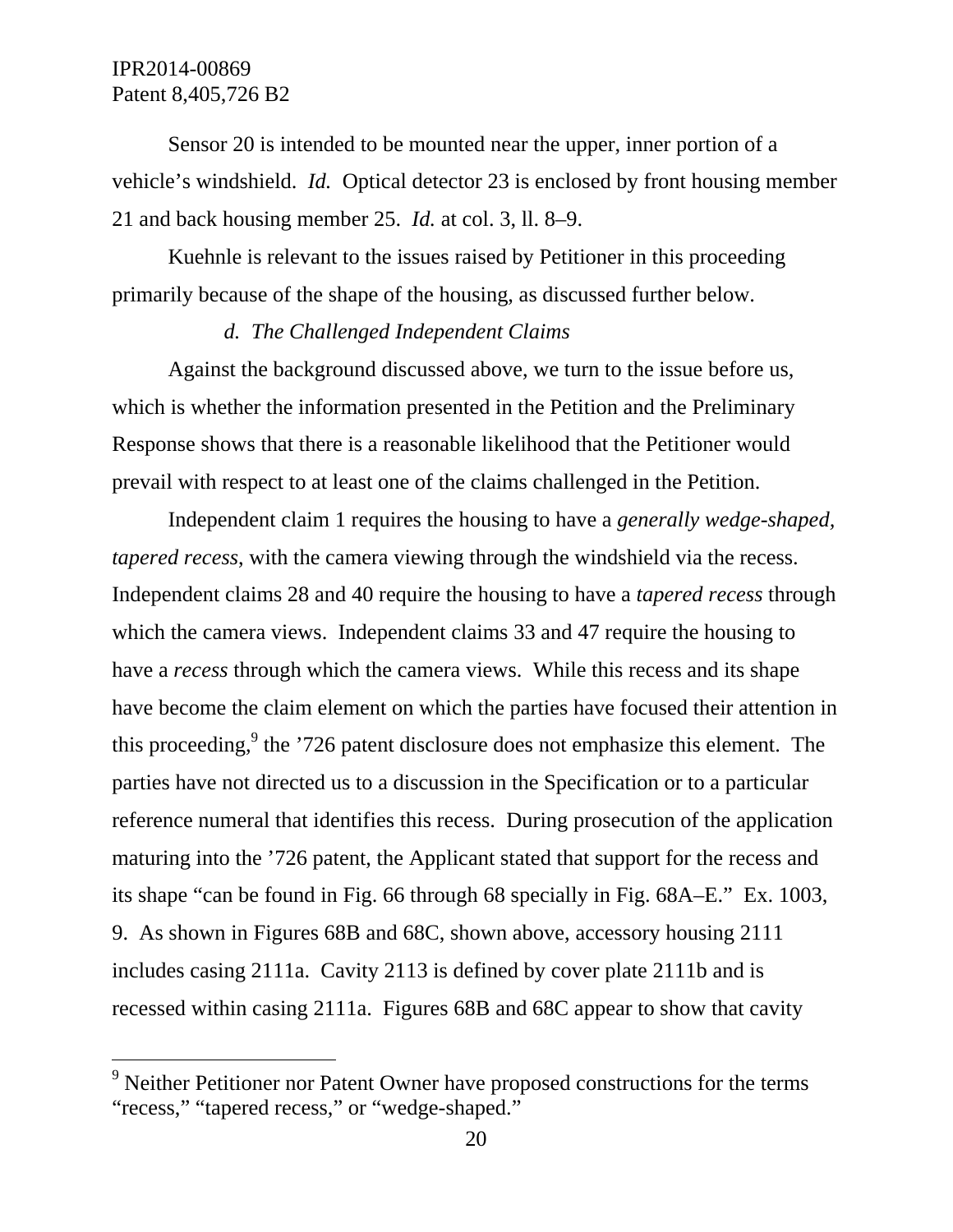Sensor 20 is intended to be mounted near the upper, inner portion of a vehicle's windshield. *Id.* Optical detector 23 is enclosed by front housing member 21 and back housing member 25. *Id.* at col. 3, ll. 8–9.

Kuehnle is relevant to the issues raised by Petitioner in this proceeding primarily because of the shape of the housing, as discussed further below.

#### *d. The Challenged Independent Claims*

Against the background discussed above, we turn to the issue before us, which is whether the information presented in the Petition and the Preliminary Response shows that there is a reasonable likelihood that the Petitioner would prevail with respect to at least one of the claims challenged in the Petition.

Independent claim 1 requires the housing to have a *generally wedge-shaped, tapered recess*, with the camera viewing through the windshield via the recess. Independent claims 28 and 40 require the housing to have a *tapered recess* through which the camera views. Independent claims 33 and 47 require the housing to have a *recess* through which the camera views. While this recess and its shape have become the claim element on which the parties have focused their attention in this proceeding,[9] the '726 patent disclosure does not emphasize this element. The parties have not directed us to a discussion in the Specification or to a particular reference numeral that identifies this recess. During prosecution of the application maturing into the '726 patent, the Applicant stated that support for the recess and its shape "can be found in Fig. 66 through 68 specially in Fig. 68A–E." Ex. 1003, 9. As shown in Figures 68B and 68C, shown above, accessory housing 2111 includes casing 2111a. Cavity 2113 is defined by cover plate 2111b and is recessed within casing 2111a. Figures 68B and 68C appear to show that cavity

---

[9] Neither Petitioner nor Patent Owner have proposed constructions for the terms "recess," "tapered recess," or "wedge-shaped."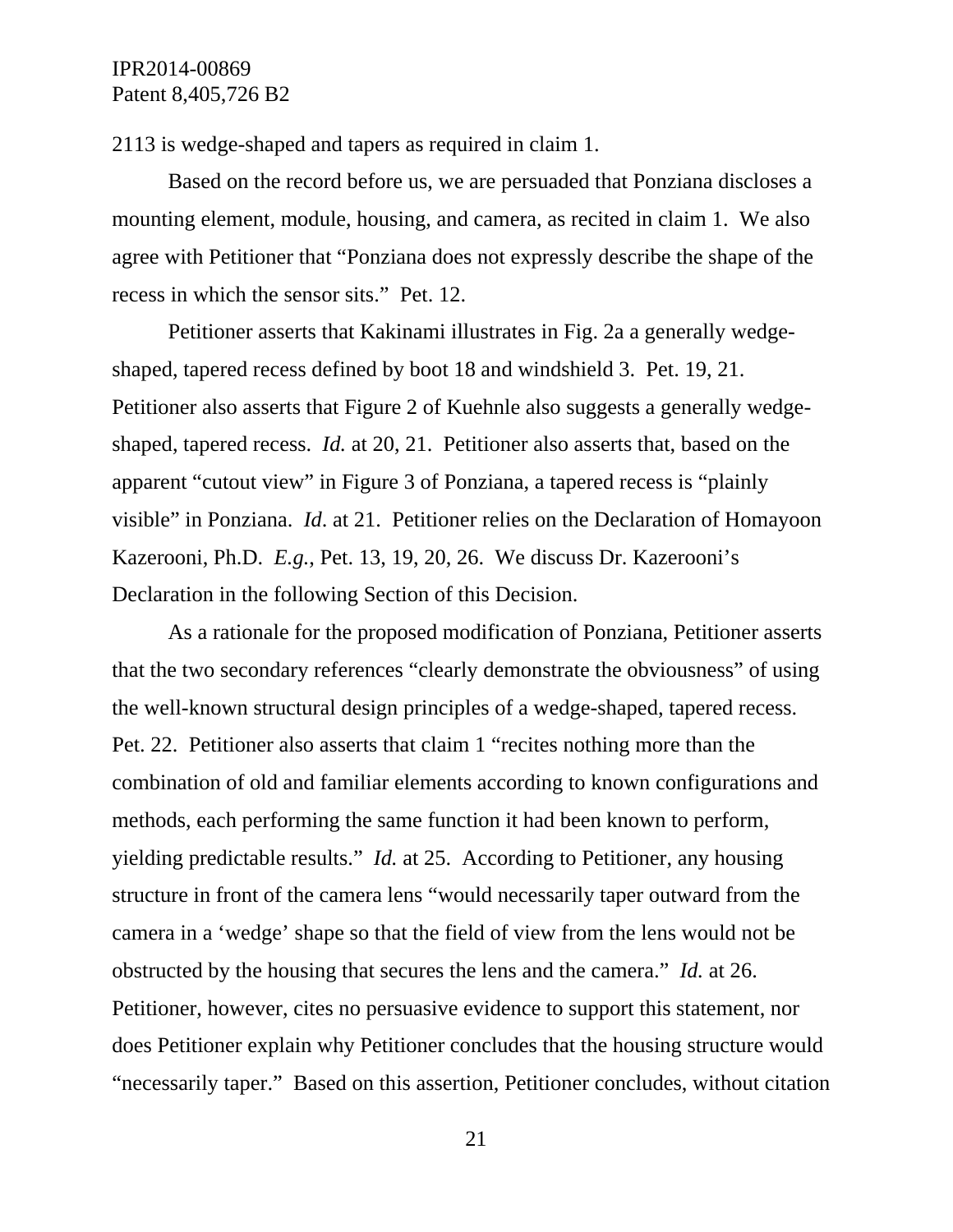2113 is wedge-shaped and tapers as required in claim 1.

Based on the record before us, we are persuaded that Ponziana discloses a mounting element, module, housing, and camera, as recited in claim 1. We also agree with Petitioner that "Ponziana does not expressly describe the shape of the recess in which the sensor sits." Pet. 12.

Petitioner asserts that Kakinami illustrates in Fig. 2a a generally wedge-shaped, tapered recess defined by boot 18 and windshield 3. Pet. 19, 21. Petitioner also asserts that Figure 2 of Kuehnle also suggests a generally wedge-shaped, tapered recess. *Id.* at 20, 21. Petitioner also asserts that, based on the apparent "cutout view" in Figure 3 of Ponziana, a tapered recess is "plainly visible" in Ponziana. *Id*. at 21. Petitioner relies on the Declaration of Homayoon Kazerooni, Ph.D. *E.g.*, Pet. 13, 19, 20, 26. We discuss Dr. Kazerooni's Declaration in the following Section of this Decision.

As a rationale for the proposed modification of Ponziana, Petitioner asserts that the two secondary references "clearly demonstrate the obviousness" of using the well-known structural design principles of a wedge-shaped, tapered recess. Pet. 22. Petitioner also asserts that claim 1 "recites nothing more than the combination of old and familiar elements according to known configurations and methods, each performing the same function it had been known to perform, yielding predictable results." *Id.* at 25. According to Petitioner, any housing structure in front of the camera lens "would necessarily taper outward from the camera in a 'wedge' shape so that the field of view from the lens would not be obstructed by the housing that secures the lens and the camera." *Id.* at 26. Petitioner, however, cites no persuasive evidence to support this statement, nor does Petitioner explain why Petitioner concludes that the housing structure would "necessarily taper." Based on this assertion, Petitioner concludes, without citation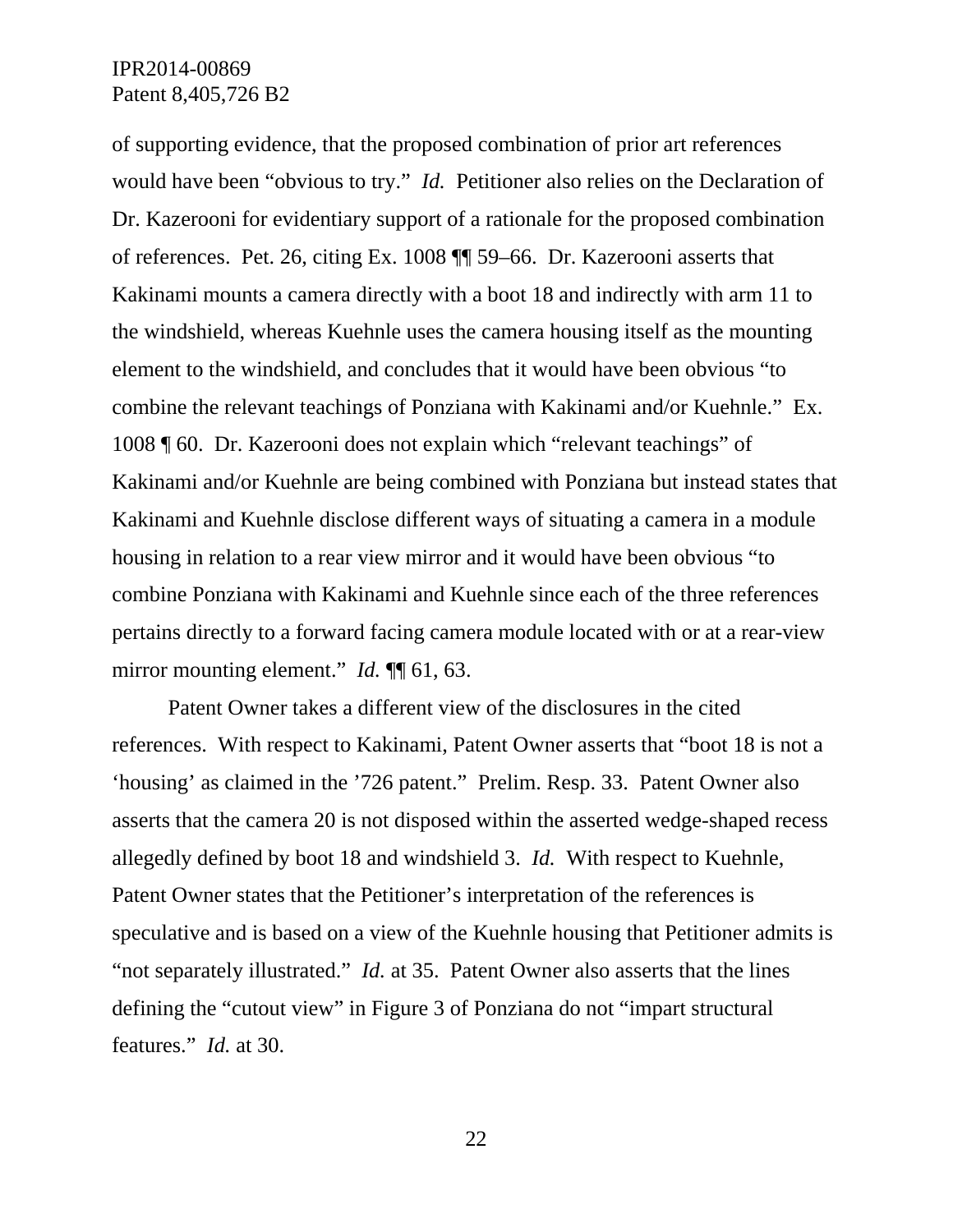of supporting evidence, that the proposed combination of prior art references would have been "obvious to try." *Id.* Petitioner also relies on the Declaration of Dr. Kazerooni for evidentiary support of a rationale for the proposed combination of references. Pet. 26, citing Ex. 1008 ¶¶ 59–66. Dr. Kazerooni asserts that Kakinami mounts a camera directly with a boot 18 and indirectly with arm 11 to the windshield, whereas Kuehnle uses the camera housing itself as the mounting element to the windshield, and concludes that it would have been obvious "to combine the relevant teachings of Ponziana with Kakinami and/or Kuehnle." Ex. 1008 ¶ 60. Dr. Kazerooni does not explain which "relevant teachings" of Kakinami and/or Kuehnle are being combined with Ponziana but instead states that Kakinami and Kuehnle disclose different ways of situating a camera in a module housing in relation to a rear view mirror and it would have been obvious "to combine Ponziana with Kakinami and Kuehnle since each of the three references pertains directly to a forward facing camera module located with or at a rear-view mirror mounting element." *Id.* ¶¶ 61, 63.

Patent Owner takes a different view of the disclosures in the cited references. With respect to Kakinami, Patent Owner asserts that "boot 18 is not a 'housing' as claimed in the '726 patent." Prelim. Resp. 33. Patent Owner also asserts that the camera 20 is not disposed within the asserted wedge-shaped recess allegedly defined by boot 18 and windshield 3. *Id.* With respect to Kuehnle, Patent Owner states that the Petitioner's interpretation of the references is speculative and is based on a view of the Kuehnle housing that Petitioner admits is "not separately illustrated." *Id.* at 35. Patent Owner also asserts that the lines defining the "cutout view" in Figure 3 of Ponziana do not "impart structural features." *Id.* at 30.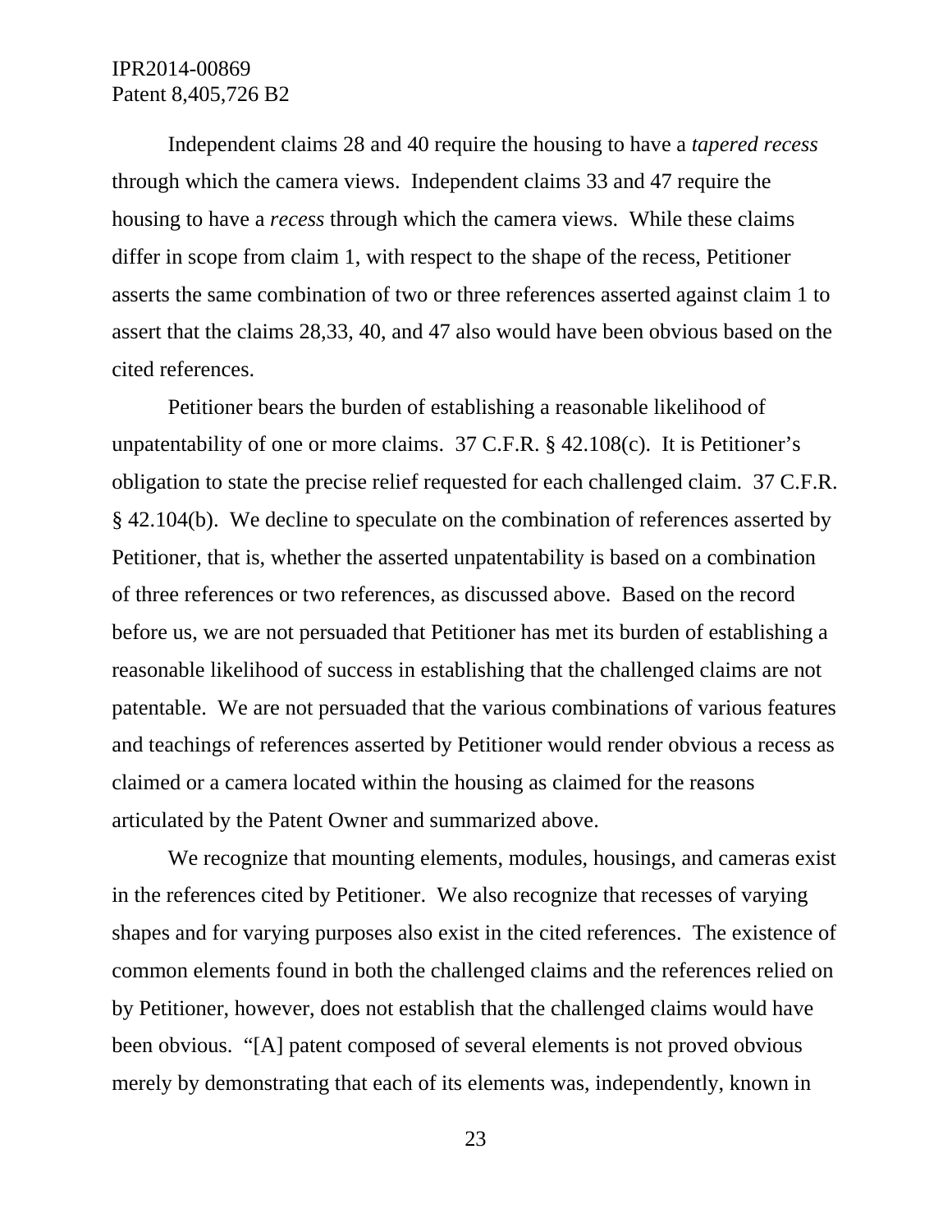Independent claims 28 and 40 require the housing to have a *tapered recess* through which the camera views. Independent claims 33 and 47 require the housing to have a *recess* through which the camera views. While these claims differ in scope from claim 1, with respect to the shape of the recess, Petitioner asserts the same combination of two or three references asserted against claim 1 to assert that the claims 28,33, 40, and 47 also would have been obvious based on the cited references.

Petitioner bears the burden of establishing a reasonable likelihood of unpatentability of one or more claims. 37 C.F.R. § 42.108(c). It is Petitioner's obligation to state the precise relief requested for each challenged claim. 37 C.F.R. § 42.104(b). We decline to speculate on the combination of references asserted by Petitioner, that is, whether the asserted unpatentability is based on a combination of three references or two references, as discussed above. Based on the record before us, we are not persuaded that Petitioner has met its burden of establishing a reasonable likelihood of success in establishing that the challenged claims are not patentable. We are not persuaded that the various combinations of various features and teachings of references asserted by Petitioner would render obvious a recess as claimed or a camera located within the housing as claimed for the reasons articulated by the Patent Owner and summarized above.

We recognize that mounting elements, modules, housings, and cameras exist in the references cited by Petitioner. We also recognize that recesses of varying shapes and for varying purposes also exist in the cited references. The existence of common elements found in both the challenged claims and the references relied on by Petitioner, however, does not establish that the challenged claims would have been obvious. "[A] patent composed of several elements is not proved obvious merely by demonstrating that each of its elements was, independently, known in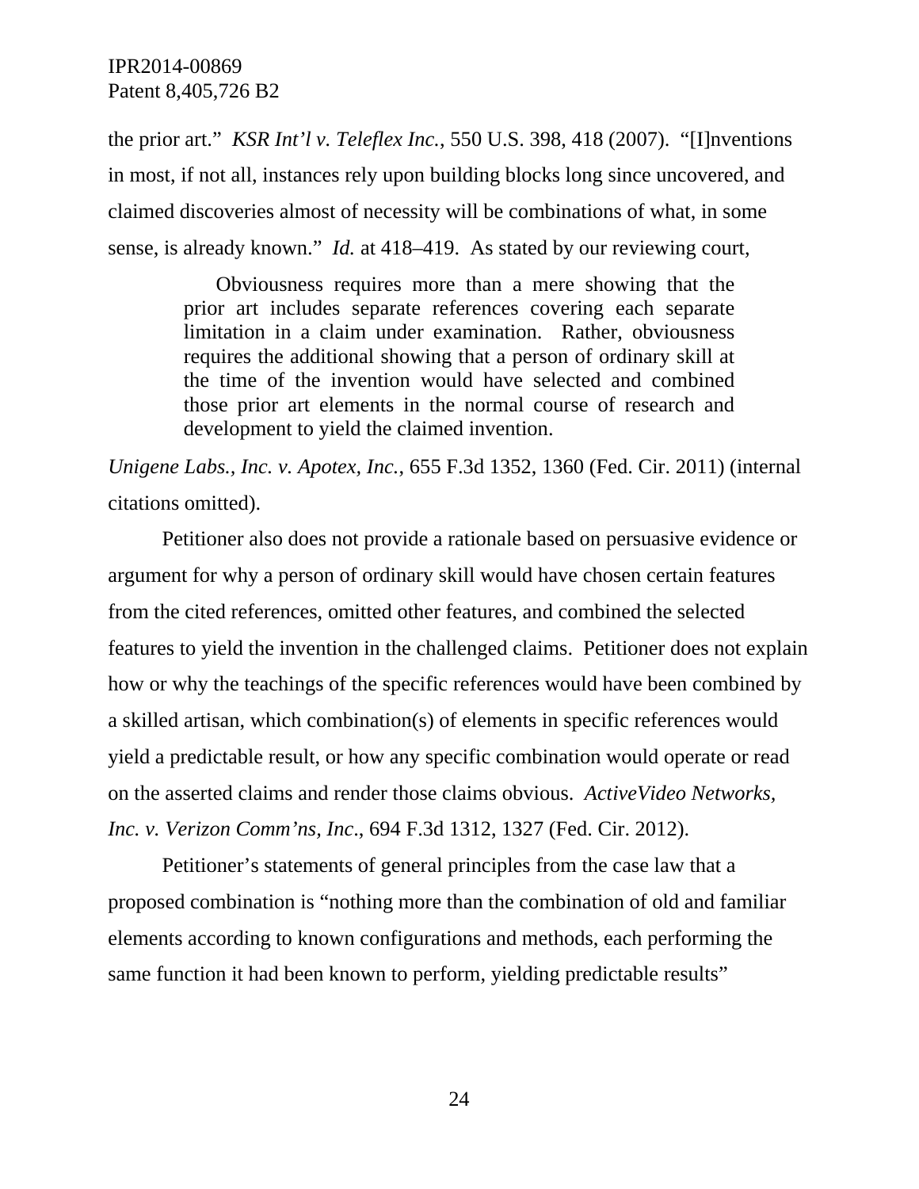the prior art." *KSR Int'l v. Teleflex Inc.*, 550 U.S. 398, 418 (2007). "[I]nventions in most, if not all, instances rely upon building blocks long since uncovered, and claimed discoveries almost of necessity will be combinations of what, in some sense, is already known." *Id.* at 418–419. As stated by our reviewing court,

> Obviousness requires more than a mere showing that the prior art includes separate references covering each separate limitation in a claim under examination. Rather, obviousness requires the additional showing that a person of ordinary skill at the time of the invention would have selected and combined those prior art elements in the normal course of research and development to yield the claimed invention.

*Unigene Labs., Inc. v. Apotex, Inc.*, 655 F.3d 1352, 1360 (Fed. Cir. 2011) (internal citations omitted).

Petitioner also does not provide a rationale based on persuasive evidence or argument for why a person of ordinary skill would have chosen certain features from the cited references, omitted other features, and combined the selected features to yield the invention in the challenged claims. Petitioner does not explain how or why the teachings of the specific references would have been combined by a skilled artisan, which combination(s) of elements in specific references would yield a predictable result, or how any specific combination would operate or read on the asserted claims and render those claims obvious. *ActiveVideo Networks, Inc. v. Verizon Comm'ns, Inc*., 694 F.3d 1312, 1327 (Fed. Cir. 2012).

Petitioner's statements of general principles from the case law that a proposed combination is "nothing more than the combination of old and familiar elements according to known configurations and methods, each performing the same function it had been known to perform, yielding predictable results"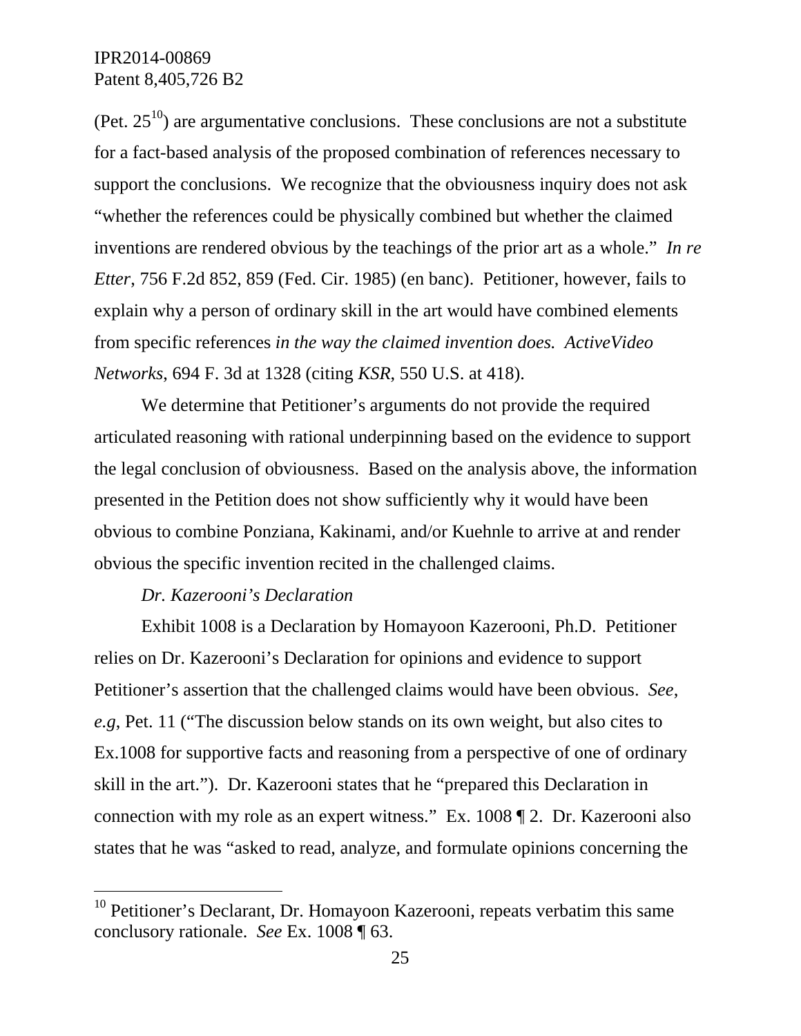(Pet. 25[10]) are argumentative conclusions. These conclusions are not a substitute for a fact-based analysis of the proposed combination of references necessary to support the conclusions. We recognize that the obviousness inquiry does not ask "whether the references could be physically combined but whether the claimed inventions are rendered obvious by the teachings of the prior art as a whole." *In re Etter*, 756 F.2d 852, 859 (Fed. Cir. 1985) (en banc). Petitioner, however, fails to explain why a person of ordinary skill in the art would have combined elements from specific references *in the way the claimed invention does. ActiveVideo Networks*, 694 F. 3d at 1328 (citing *KSR*, 550 U.S. at 418).

We determine that Petitioner's arguments do not provide the required articulated reasoning with rational underpinning based on the evidence to support the legal conclusion of obviousness. Based on the analysis above, the information presented in the Petition does not show sufficiently why it would have been obvious to combine Ponziana, Kakinami, and/or Kuehnle to arrive at and render obvious the specific invention recited in the challenged claims.

*Dr. Kazerooni's Declaration*

Exhibit 1008 is a Declaration by Homayoon Kazerooni, Ph.D. Petitioner relies on Dr. Kazerooni's Declaration for opinions and evidence to support Petitioner's assertion that the challenged claims would have been obvious. *See, e.g*, Pet. 11 ("The discussion below stands on its own weight, but also cites to Ex.1008 for supportive facts and reasoning from a perspective of one of ordinary skill in the art."). Dr. Kazerooni states that he "prepared this Declaration in connection with my role as an expert witness." Ex. 1008 ¶ 2. Dr. Kazerooni also states that he was "asked to read, analyze, and formulate opinions concerning the

---

[10] Petitioner's Declarant, Dr. Homayoon Kazerooni, repeats verbatim this same conclusory rationale. *See* Ex. 1008 ¶ 63.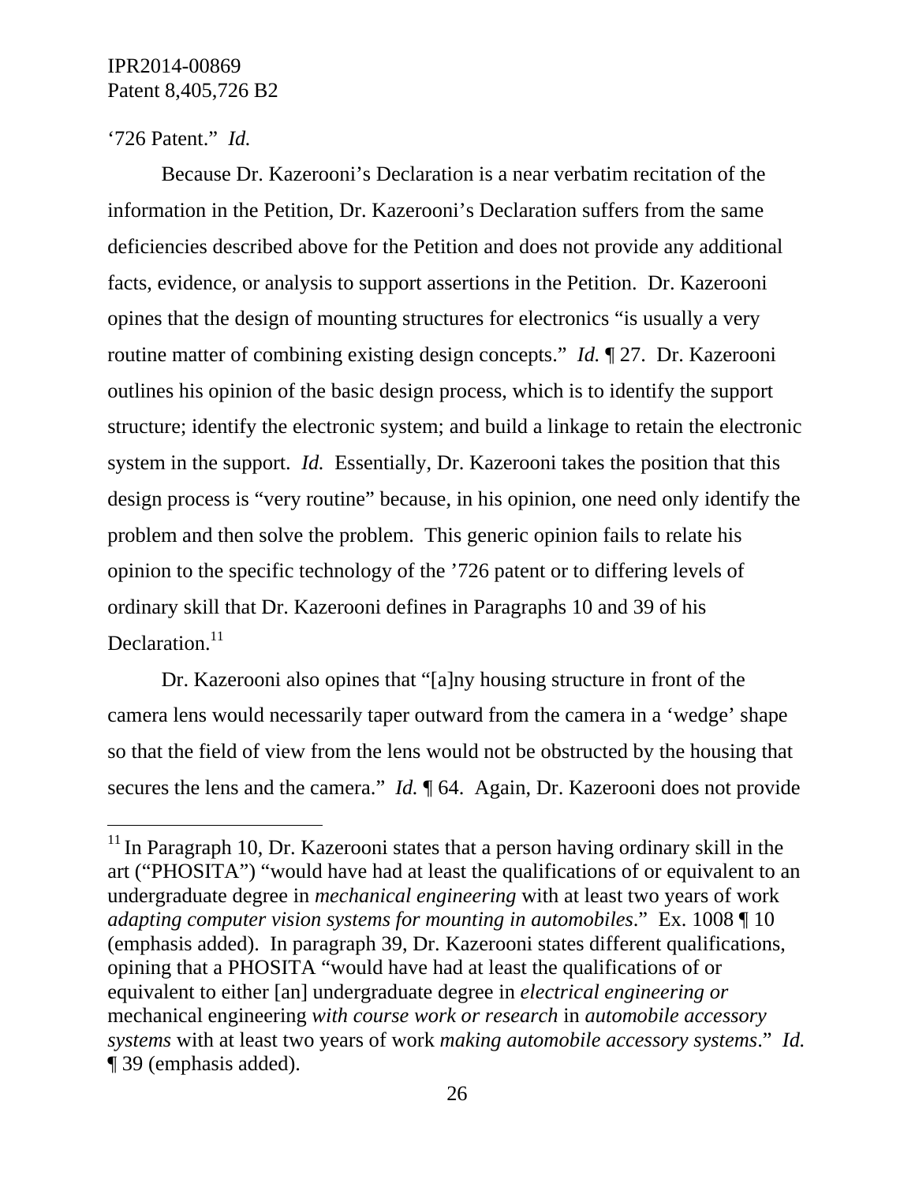'726 Patent." *Id.*

Because Dr. Kazerooni's Declaration is a near verbatim recitation of the information in the Petition, Dr. Kazerooni's Declaration suffers from the same deficiencies described above for the Petition and does not provide any additional facts, evidence, or analysis to support assertions in the Petition. Dr. Kazerooni opines that the design of mounting structures for electronics "is usually a very routine matter of combining existing design concepts." *Id.* ¶ 27. Dr. Kazerooni outlines his opinion of the basic design process, which is to identify the support structure; identify the electronic system; and build a linkage to retain the electronic system in the support. *Id.* Essentially, Dr. Kazerooni takes the position that this design process is "very routine" because, in his opinion, one need only identify the problem and then solve the problem. This generic opinion fails to relate his opinion to the specific technology of the '726 patent or to differing levels of ordinary skill that Dr. Kazerooni defines in Paragraphs 10 and 39 of his Declaration.[11]

Dr. Kazerooni also opines that "[a]ny housing structure in front of the camera lens would necessarily taper outward from the camera in a 'wedge' shape so that the field of view from the lens would not be obstructed by the housing that secures the lens and the camera." *Id.* ¶ 64. Again, Dr. Kazerooni does not provide

---

[11] In Paragraph 10, Dr. Kazerooni states that a person having ordinary skill in the art ("PHOSITA") "would have had at least the qualifications of or equivalent to an undergraduate degree in *mechanical engineering* with at least two years of work *adapting computer vision systems for mounting in automobiles*." Ex. 1008 ¶ 10 (emphasis added). In paragraph 39, Dr. Kazerooni states different qualifications, opining that a PHOSITA "would have had at least the qualifications of or equivalent to either [an] undergraduate degree in *electrical engineering or* mechanical engineering *with course work or research* in *automobile accessory systems* with at least two years of work *making automobile accessory systems*." *Id.* ¶ 39 (emphasis added).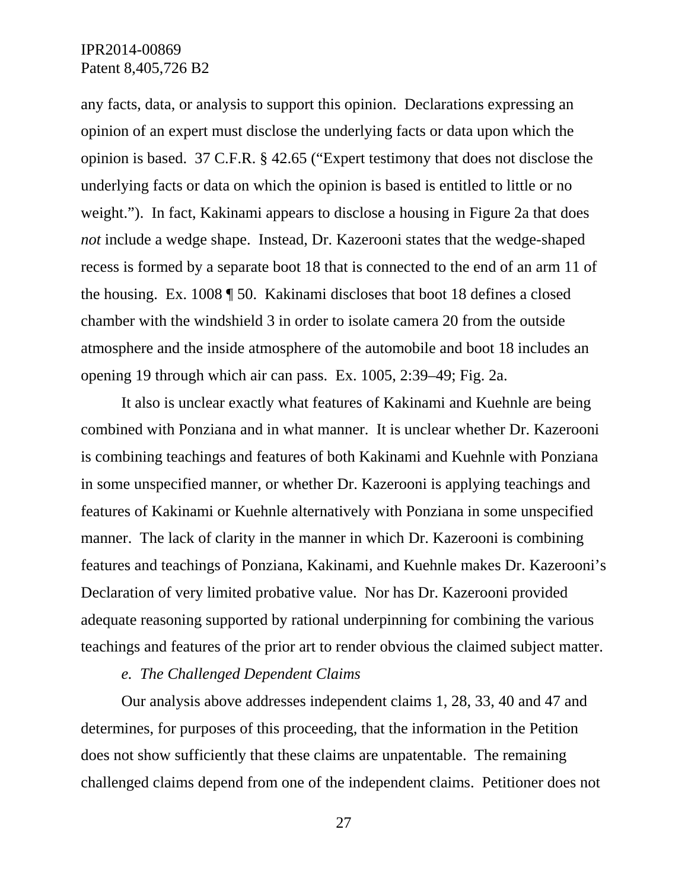any facts, data, or analysis to support this opinion. Declarations expressing an opinion of an expert must disclose the underlying facts or data upon which the opinion is based. 37 C.F.R. § 42.65 ("Expert testimony that does not disclose the underlying facts or data on which the opinion is based is entitled to little or no weight."). In fact, Kakinami appears to disclose a housing in Figure 2a that does *not* include a wedge shape. Instead, Dr. Kazerooni states that the wedge-shaped recess is formed by a separate boot 18 that is connected to the end of an arm 11 of the housing. Ex. 1008 ¶ 50. Kakinami discloses that boot 18 defines a closed chamber with the windshield 3 in order to isolate camera 20 from the outside atmosphere and the inside atmosphere of the automobile and boot 18 includes an opening 19 through which air can pass. Ex. 1005, 2:39–49; Fig. 2a.

It also is unclear exactly what features of Kakinami and Kuehnle are being combined with Ponziana and in what manner. It is unclear whether Dr. Kazerooni is combining teachings and features of both Kakinami and Kuehnle with Ponziana in some unspecified manner, or whether Dr. Kazerooni is applying teachings and features of Kakinami or Kuehnle alternatively with Ponziana in some unspecified manner. The lack of clarity in the manner in which Dr. Kazerooni is combining features and teachings of Ponziana, Kakinami, and Kuehnle makes Dr. Kazerooni's Declaration of very limited probative value. Nor has Dr. Kazerooni provided adequate reasoning supported by rational underpinning for combining the various teachings and features of the prior art to render obvious the claimed subject matter.

*e. The Challenged Dependent Claims*

Our analysis above addresses independent claims 1, 28, 33, 40 and 47 and determines, for purposes of this proceeding, that the information in the Petition does not show sufficiently that these claims are unpatentable. The remaining challenged claims depend from one of the independent claims. Petitioner does not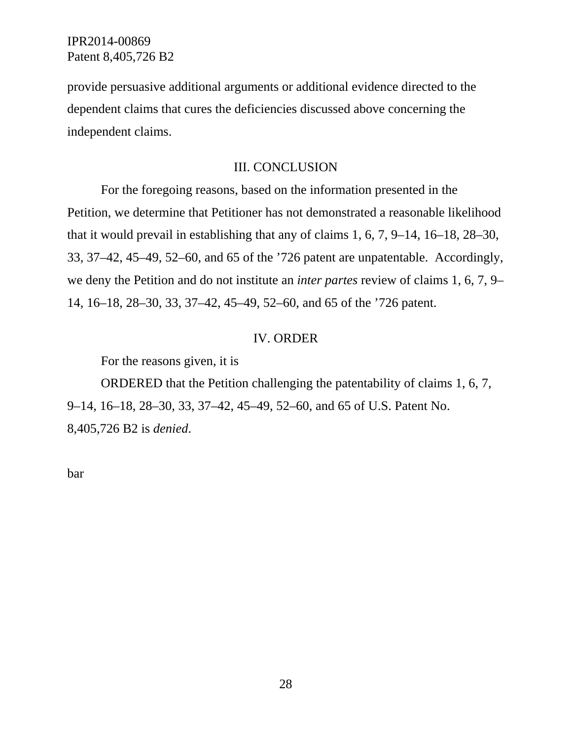provide persuasive additional arguments or additional evidence directed to the dependent claims that cures the deficiencies discussed above concerning the independent claims.

## III. CONCLUSION

For the foregoing reasons, based on the information presented in the Petition, we determine that Petitioner has not demonstrated a reasonable likelihood that it would prevail in establishing that any of claims 1, 6, 7, 9–14, 16–18, 28–30, 33, 37–42, 45–49, 52–60, and 65 of the ’726 patent are unpatentable. Accordingly, we deny the Petition and do not institute an *inter partes* review of claims 1, 6, 7, 9–14, 16–18, 28–30, 33, 37–42, 45–49, 52–60, and 65 of the ’726 patent.

## IV. ORDER

For the reasons given, it is

ORDERED that the Petition challenging the patentability of claims 1, 6, 7, 9–14, 16–18, 28–30, 33, 37–42, 45–49, 52–60, and 65 of U.S. Patent No. 8,405,726 B2 is *denied*.

bar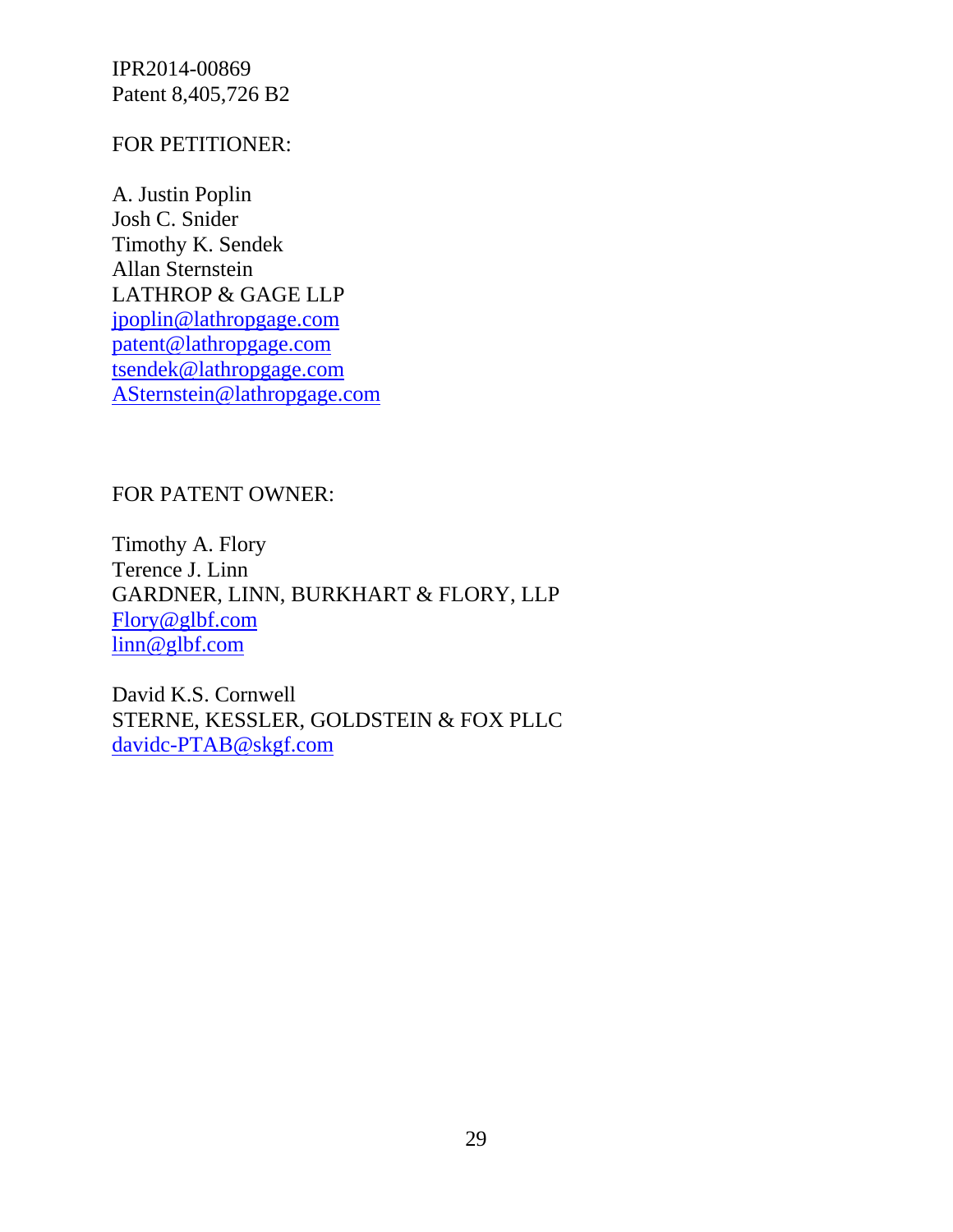IPR2014-00869
Patent 8,405,726 B2

FOR PETITIONER:

A. Justin Poplin
Josh C. Snider
Timothy K. Sendek
Allan Sternstein
LATHROP & GAGE LLP
jpoplin@lathropgage.com
patent@lathropgage.com
tsendek@lathropgage.com
ASternstein@lathropgage.com

FOR PATENT OWNER:

Timothy A. Flory
Terence J. Linn
GARDNER, LINN, BURKHART & FLORY, LLP
Flory@glbf.com
linn@glbf.com

David K.S. Cornwell
STERNE, KESSLER, GOLDSTEIN & FOX PLLC
davidc-PTAB@skgf.com